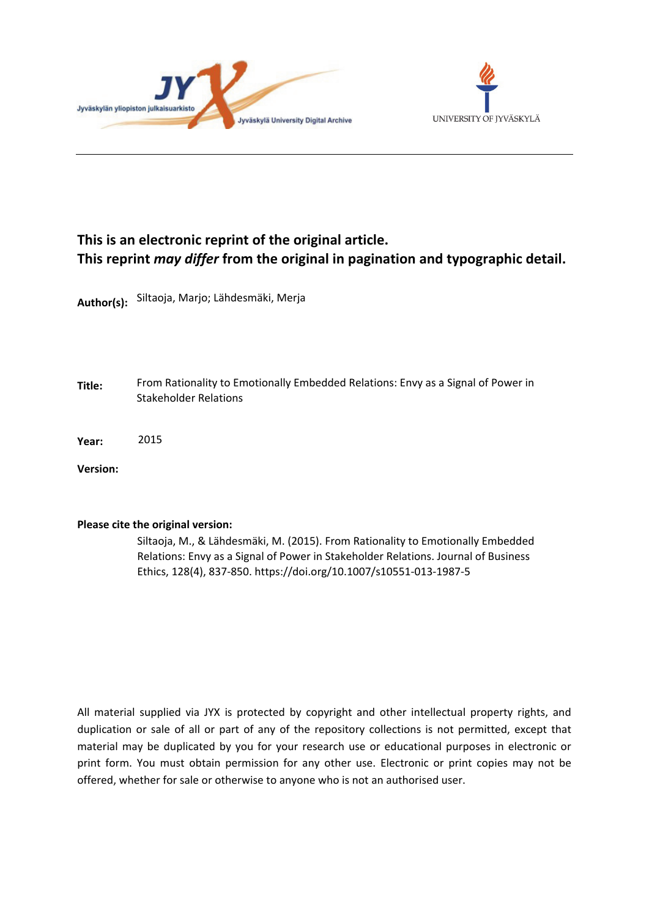Jyväskylän yliopiston julkaisuarkisto
Jyväskylä University Digital Archive

UNIVERSITY OF JYVÄSKYLÄ

**This is an electronic reprint of the original article.**
**This reprint *may differ* from the original in pagination and typographic detail.**

**Author(s):** Siltaoja, Marjo; Lähdesmäki, Merja

**Title:** From Rationality to Emotionally Embedded Relations: Envy as a Signal of Power in Stakeholder Relations

**Year:** 2015

**Version:**

**Please cite the original version:**

Siltaoja, M., & Lähdesmäki, M. (2015). From Rationality to Emotionally Embedded Relations: Envy as a Signal of Power in Stakeholder Relations. Journal of Business Ethics, 128(4), 837-850. https://doi.org/10.1007/s10551-013-1987-5

All material supplied via JYX is protected by copyright and other intellectual property rights, and duplication or sale of all or part of any of the repository collections is not permitted, except that material may be duplicated by you for your research use or educational purposes in electronic or print form. You must obtain permission for any other use. Electronic or print copies may not be offered, whether for sale or otherwise to anyone who is not an authorised user.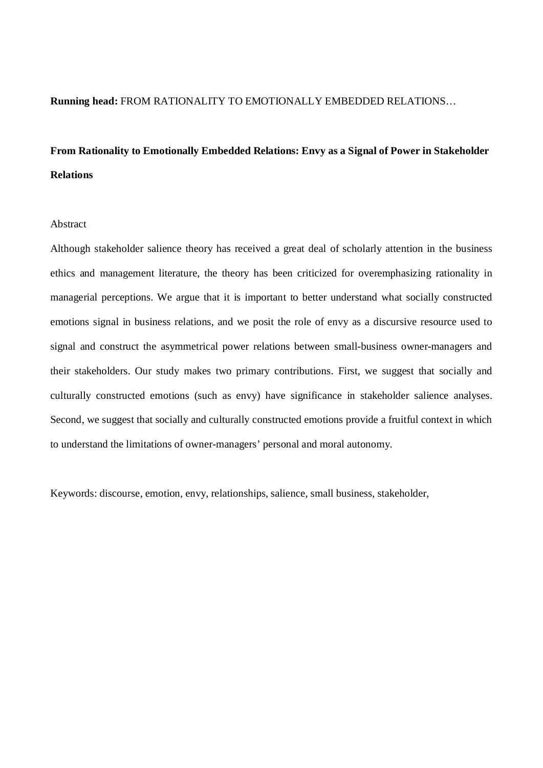**Running head:** FROM RATIONALITY TO EMOTIONALLY EMBEDDED RELATIONS…

# From Rationality to Emotionally Embedded Relations: Envy as a Signal of Power in Stakeholder Relations

Abstract

Although stakeholder salience theory has received a great deal of scholarly attention in the business ethics and management literature, the theory has been criticized for overemphasizing rationality in managerial perceptions. We argue that it is important to better understand what socially constructed emotions signal in business relations, and we posit the role of envy as a discursive resource used to signal and construct the asymmetrical power relations between small-business owner-managers and their stakeholders. Our study makes two primary contributions. First, we suggest that socially and culturally constructed emotions (such as envy) have significance in stakeholder salience analyses. Second, we suggest that socially and culturally constructed emotions provide a fruitful context in which to understand the limitations of owner-managers' personal and moral autonomy.

Keywords: discourse, emotion, envy, relationships, salience, small business, stakeholder,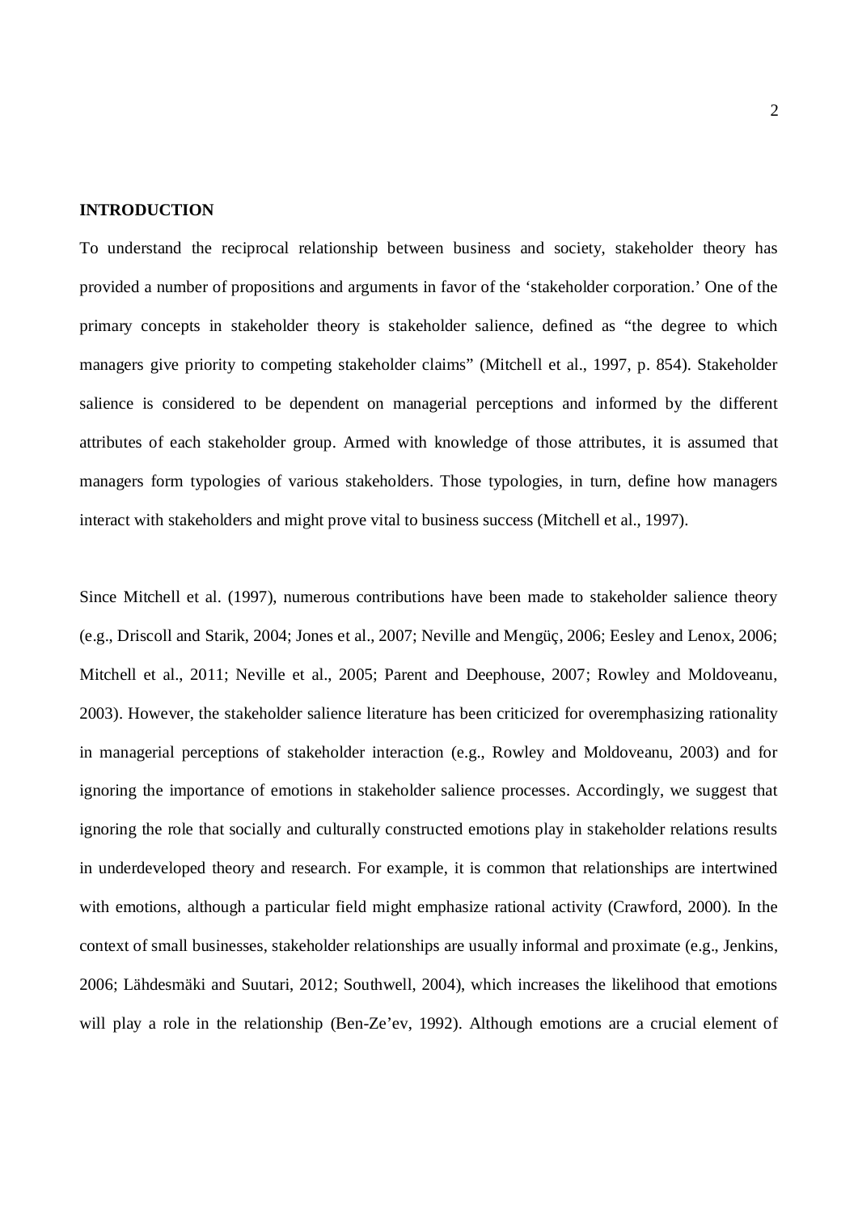## INTRODUCTION

To understand the reciprocal relationship between business and society, stakeholder theory has provided a number of propositions and arguments in favor of the 'stakeholder corporation.' One of the primary concepts in stakeholder theory is stakeholder salience, defined as "the degree to which managers give priority to competing stakeholder claims" (Mitchell et al., 1997, p. 854). Stakeholder salience is considered to be dependent on managerial perceptions and informed by the different attributes of each stakeholder group. Armed with knowledge of those attributes, it is assumed that managers form typologies of various stakeholders. Those typologies, in turn, define how managers interact with stakeholders and might prove vital to business success (Mitchell et al., 1997).

Since Mitchell et al. (1997), numerous contributions have been made to stakeholder salience theory (e.g., Driscoll and Starik, 2004; Jones et al., 2007; Neville and Mengüç, 2006; Eesley and Lenox, 2006; Mitchell et al., 2011; Neville et al., 2005; Parent and Deephouse, 2007; Rowley and Moldoveanu, 2003). However, the stakeholder salience literature has been criticized for overemphasizing rationality in managerial perceptions of stakeholder interaction (e.g., Rowley and Moldoveanu, 2003) and for ignoring the importance of emotions in stakeholder salience processes. Accordingly, we suggest that ignoring the role that socially and culturally constructed emotions play in stakeholder relations results in underdeveloped theory and research. For example, it is common that relationships are intertwined with emotions, although a particular field might emphasize rational activity (Crawford, 2000). In the context of small businesses, stakeholder relationships are usually informal and proximate (e.g., Jenkins, 2006; Lähdesmäki and Suutari, 2012; Southwell, 2004), which increases the likelihood that emotions will play a role in the relationship (Ben-Ze'ev, 1992). Although emotions are a crucial element of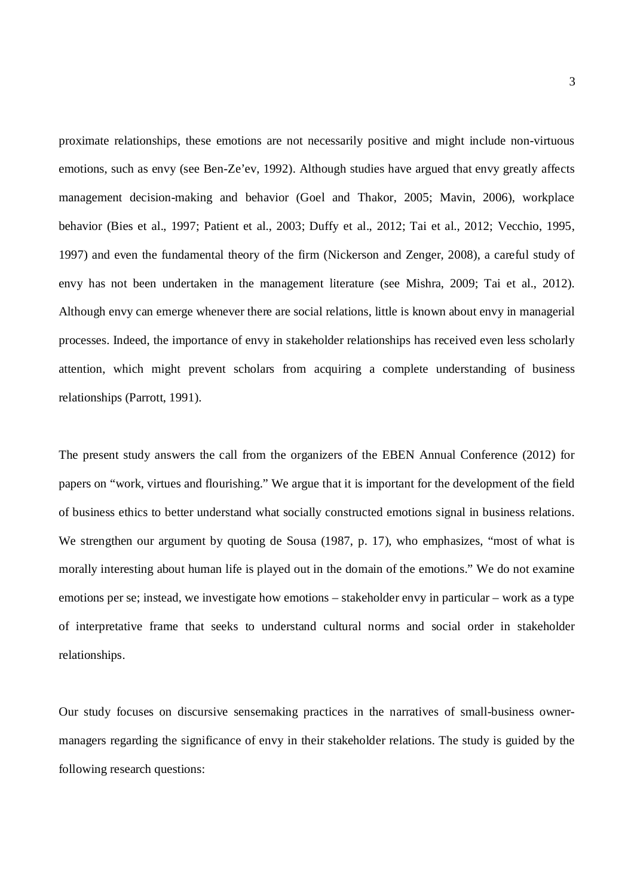proximate relationships, these emotions are not necessarily positive and might include non-virtuous emotions, such as envy (see Ben-Ze'ev, 1992). Although studies have argued that envy greatly affects management decision-making and behavior (Goel and Thakor, 2005; Mavin, 2006), workplace behavior (Bies et al., 1997; Patient et al., 2003; Duffy et al., 2012; Tai et al., 2012; Vecchio, 1995, 1997) and even the fundamental theory of the firm (Nickerson and Zenger, 2008), a careful study of envy has not been undertaken in the management literature (see Mishra, 2009; Tai et al., 2012). Although envy can emerge whenever there are social relations, little is known about envy in managerial processes. Indeed, the importance of envy in stakeholder relationships has received even less scholarly attention, which might prevent scholars from acquiring a complete understanding of business relationships (Parrott, 1991).

The present study answers the call from the organizers of the EBEN Annual Conference (2012) for papers on "work, virtues and flourishing." We argue that it is important for the development of the field of business ethics to better understand what socially constructed emotions signal in business relations. We strengthen our argument by quoting de Sousa (1987, p. 17), who emphasizes, "most of what is morally interesting about human life is played out in the domain of the emotions." We do not examine emotions per se; instead, we investigate how emotions – stakeholder envy in particular – work as a type of interpretative frame that seeks to understand cultural norms and social order in stakeholder relationships.

Our study focuses on discursive sensemaking practices in the narratives of small-business owner-managers regarding the significance of envy in their stakeholder relations. The study is guided by the following research questions: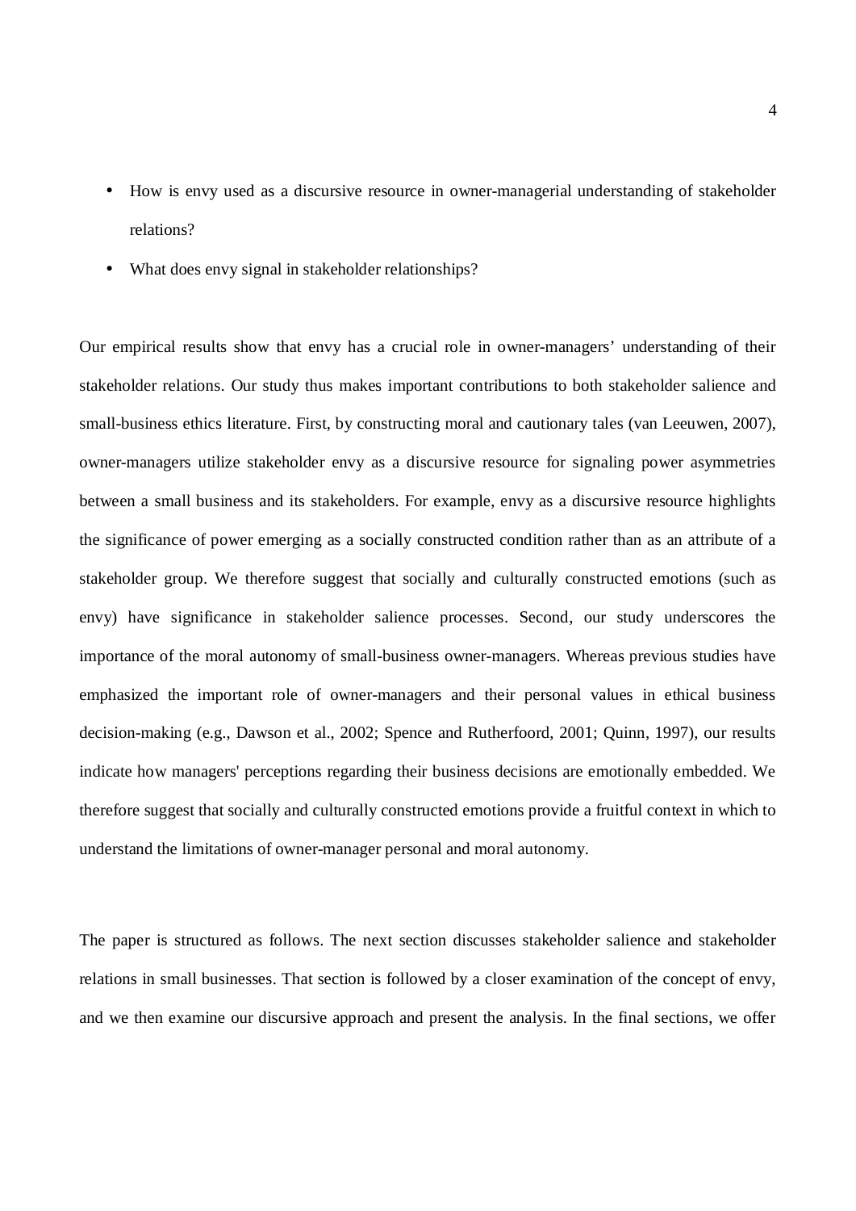- How is envy used as a discursive resource in owner-managerial understanding of stakeholder relations?
- What does envy signal in stakeholder relationships?

Our empirical results show that envy has a crucial role in owner-managers' understanding of their stakeholder relations. Our study thus makes important contributions to both stakeholder salience and small-business ethics literature. First, by constructing moral and cautionary tales (van Leeuwen, 2007), owner-managers utilize stakeholder envy as a discursive resource for signaling power asymmetries between a small business and its stakeholders. For example, envy as a discursive resource highlights the significance of power emerging as a socially constructed condition rather than as an attribute of a stakeholder group. We therefore suggest that socially and culturally constructed emotions (such as envy) have significance in stakeholder salience processes. Second, our study underscores the importance of the moral autonomy of small-business owner-managers. Whereas previous studies have emphasized the important role of owner-managers and their personal values in ethical business decision-making (e.g., Dawson et al., 2002; Spence and Rutherfoord, 2001; Quinn, 1997), our results indicate how managers' perceptions regarding their business decisions are emotionally embedded. We therefore suggest that socially and culturally constructed emotions provide a fruitful context in which to understand the limitations of owner-manager personal and moral autonomy.

The paper is structured as follows. The next section discusses stakeholder salience and stakeholder relations in small businesses. That section is followed by a closer examination of the concept of envy, and we then examine our discursive approach and present the analysis. In the final sections, we offer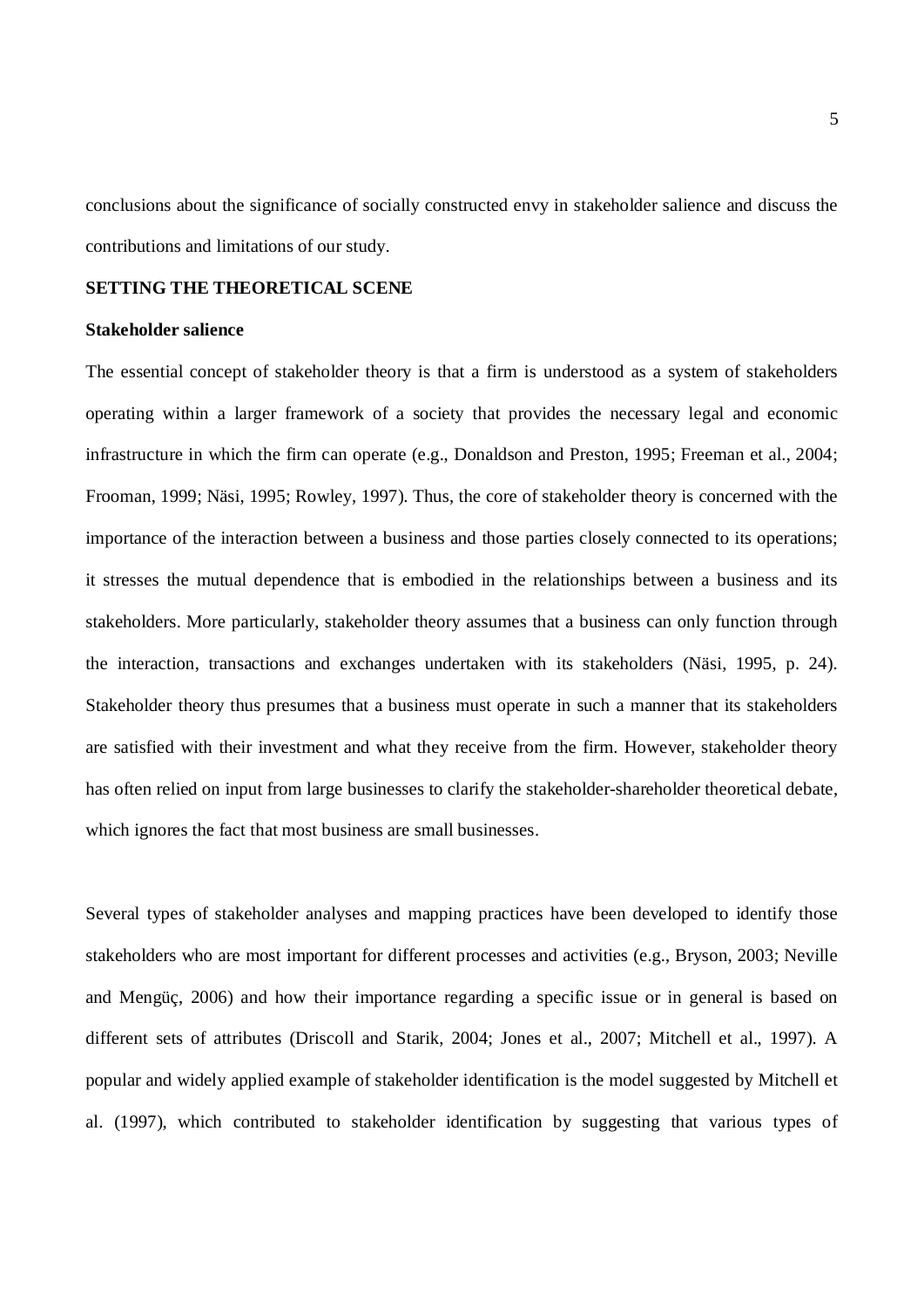conclusions about the significance of socially constructed envy in stakeholder salience and discuss the contributions and limitations of our study.

## SETTING THE THEORETICAL SCENE

### Stakeholder salience

The essential concept of stakeholder theory is that a firm is understood as a system of stakeholders operating within a larger framework of a society that provides the necessary legal and economic infrastructure in which the firm can operate (e.g., Donaldson and Preston, 1995; Freeman et al., 2004; Frooman, 1999; Näsi, 1995; Rowley, 1997). Thus, the core of stakeholder theory is concerned with the importance of the interaction between a business and those parties closely connected to its operations; it stresses the mutual dependence that is embodied in the relationships between a business and its stakeholders. More particularly, stakeholder theory assumes that a business can only function through the interaction, transactions and exchanges undertaken with its stakeholders (Näsi, 1995, p. 24). Stakeholder theory thus presumes that a business must operate in such a manner that its stakeholders are satisfied with their investment and what they receive from the firm. However, stakeholder theory has often relied on input from large businesses to clarify the stakeholder-shareholder theoretical debate, which ignores the fact that most business are small businesses.

Several types of stakeholder analyses and mapping practices have been developed to identify those stakeholders who are most important for different processes and activities (e.g., Bryson, 2003; Neville and Mengüç, 2006) and how their importance regarding a specific issue or in general is based on different sets of attributes (Driscoll and Starik, 2004; Jones et al., 2007; Mitchell et al., 1997). A popular and widely applied example of stakeholder identification is the model suggested by Mitchell et al. (1997), which contributed to stakeholder identification by suggesting that various types of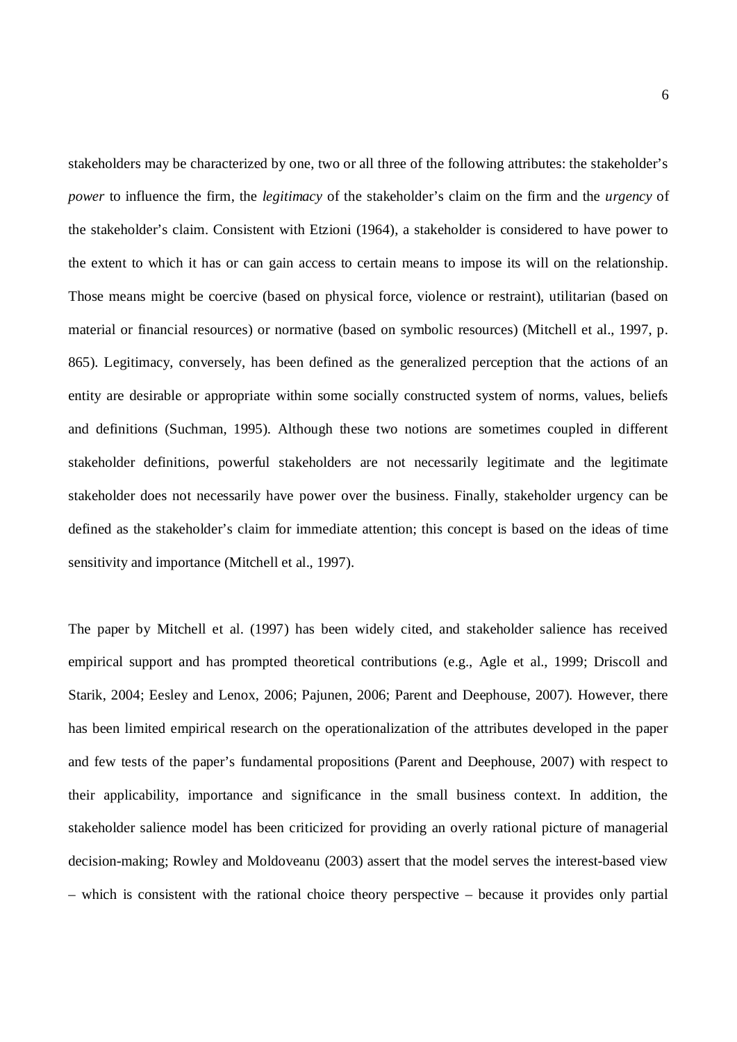stakeholders may be characterized by one, two or all three of the following attributes: the stakeholder's *power* to influence the firm, the *legitimacy* of the stakeholder's claim on the firm and the *urgency* of the stakeholder's claim. Consistent with Etzioni (1964), a stakeholder is considered to have power to the extent to which it has or can gain access to certain means to impose its will on the relationship. Those means might be coercive (based on physical force, violence or restraint), utilitarian (based on material or financial resources) or normative (based on symbolic resources) (Mitchell et al., 1997, p. 865). Legitimacy, conversely, has been defined as the generalized perception that the actions of an entity are desirable or appropriate within some socially constructed system of norms, values, beliefs and definitions (Suchman, 1995). Although these two notions are sometimes coupled in different stakeholder definitions, powerful stakeholders are not necessarily legitimate and the legitimate stakeholder does not necessarily have power over the business. Finally, stakeholder urgency can be defined as the stakeholder's claim for immediate attention; this concept is based on the ideas of time sensitivity and importance (Mitchell et al., 1997).

The paper by Mitchell et al. (1997) has been widely cited, and stakeholder salience has received empirical support and has prompted theoretical contributions (e.g., Agle et al., 1999; Driscoll and Starik, 2004; Eesley and Lenox, 2006; Pajunen, 2006; Parent and Deephouse, 2007). However, there has been limited empirical research on the operationalization of the attributes developed in the paper and few tests of the paper's fundamental propositions (Parent and Deephouse, 2007) with respect to their applicability, importance and significance in the small business context. In addition, the stakeholder salience model has been criticized for providing an overly rational picture of managerial decision-making; Rowley and Moldoveanu (2003) assert that the model serves the interest-based view – which is consistent with the rational choice theory perspective – because it provides only partial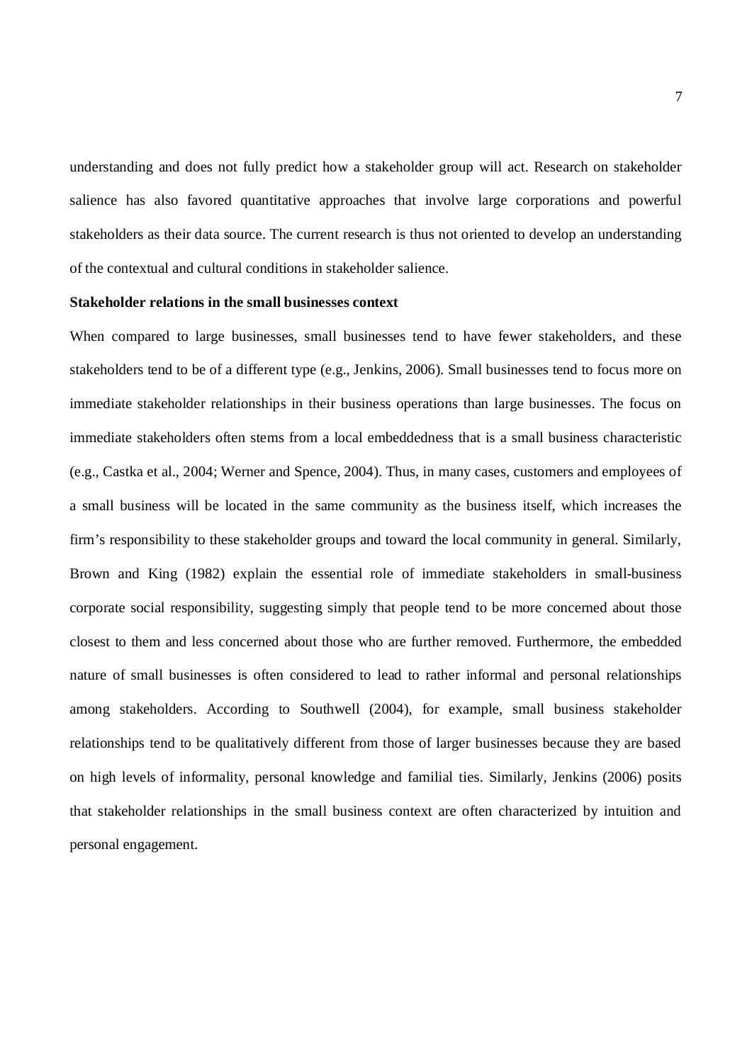understanding and does not fully predict how a stakeholder group will act. Research on stakeholder salience has also favored quantitative approaches that involve large corporations and powerful stakeholders as their data source. The current research is thus not oriented to develop an understanding of the contextual and cultural conditions in stakeholder salience.

**Stakeholder relations in the small businesses context**

When compared to large businesses, small businesses tend to have fewer stakeholders, and these stakeholders tend to be of a different type (e.g., Jenkins, 2006). Small businesses tend to focus more on immediate stakeholder relationships in their business operations than large businesses. The focus on immediate stakeholders often stems from a local embeddedness that is a small business characteristic (e.g., Castka et al., 2004; Werner and Spence, 2004). Thus, in many cases, customers and employees of a small business will be located in the same community as the business itself, which increases the firm's responsibility to these stakeholder groups and toward the local community in general. Similarly, Brown and King (1982) explain the essential role of immediate stakeholders in small-business corporate social responsibility, suggesting simply that people tend to be more concerned about those closest to them and less concerned about those who are further removed. Furthermore, the embedded nature of small businesses is often considered to lead to rather informal and personal relationships among stakeholders. According to Southwell (2004), for example, small business stakeholder relationships tend to be qualitatively different from those of larger businesses because they are based on high levels of informality, personal knowledge and familial ties. Similarly, Jenkins (2006) posits that stakeholder relationships in the small business context are often characterized by intuition and personal engagement.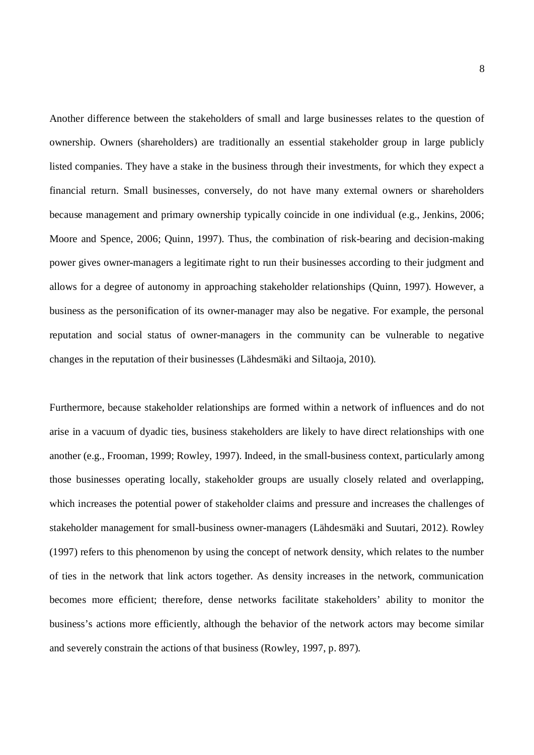Another difference between the stakeholders of small and large businesses relates to the question of ownership. Owners (shareholders) are traditionally an essential stakeholder group in large publicly listed companies. They have a stake in the business through their investments, for which they expect a financial return. Small businesses, conversely, do not have many external owners or shareholders because management and primary ownership typically coincide in one individual (e.g., Jenkins, 2006; Moore and Spence, 2006; Quinn, 1997). Thus, the combination of risk-bearing and decision-making power gives owner-managers a legitimate right to run their businesses according to their judgment and allows for a degree of autonomy in approaching stakeholder relationships (Quinn, 1997). However, a business as the personification of its owner-manager may also be negative. For example, the personal reputation and social status of owner-managers in the community can be vulnerable to negative changes in the reputation of their businesses (Lähdesmäki and Siltaoja, 2010).

Furthermore, because stakeholder relationships are formed within a network of influences and do not arise in a vacuum of dyadic ties, business stakeholders are likely to have direct relationships with one another (e.g., Frooman, 1999; Rowley, 1997). Indeed, in the small-business context, particularly among those businesses operating locally, stakeholder groups are usually closely related and overlapping, which increases the potential power of stakeholder claims and pressure and increases the challenges of stakeholder management for small-business owner-managers (Lähdesmäki and Suutari, 2012). Rowley (1997) refers to this phenomenon by using the concept of network density, which relates to the number of ties in the network that link actors together. As density increases in the network, communication becomes more efficient; therefore, dense networks facilitate stakeholders' ability to monitor the business's actions more efficiently, although the behavior of the network actors may become similar and severely constrain the actions of that business (Rowley, 1997, p. 897).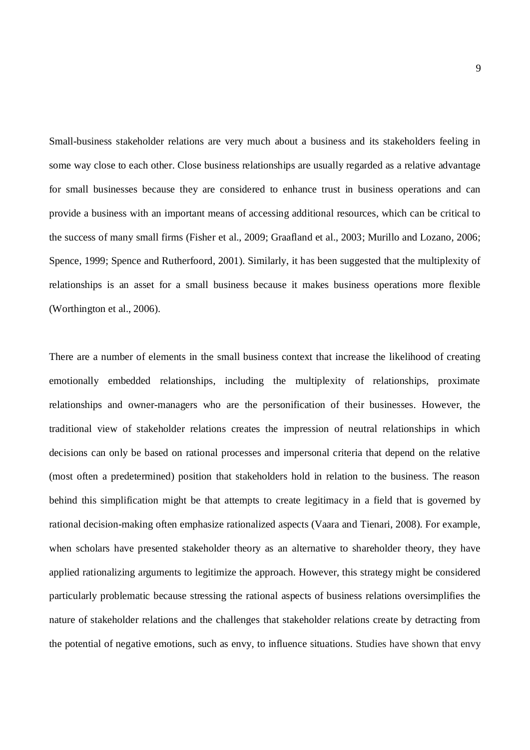Small-business stakeholder relations are very much about a business and its stakeholders feeling in some way close to each other. Close business relationships are usually regarded as a relative advantage for small businesses because they are considered to enhance trust in business operations and can provide a business with an important means of accessing additional resources, which can be critical to the success of many small firms (Fisher et al., 2009; Graafland et al., 2003; Murillo and Lozano, 2006; Spence, 1999; Spence and Rutherfoord, 2001). Similarly, it has been suggested that the multiplexity of relationships is an asset for a small business because it makes business operations more flexible (Worthington et al., 2006).

There are a number of elements in the small business context that increase the likelihood of creating emotionally embedded relationships, including the multiplexity of relationships, proximate relationships and owner-managers who are the personification of their businesses. However, the traditional view of stakeholder relations creates the impression of neutral relationships in which decisions can only be based on rational processes and impersonal criteria that depend on the relative (most often a predetermined) position that stakeholders hold in relation to the business. The reason behind this simplification might be that attempts to create legitimacy in a field that is governed by rational decision-making often emphasize rationalized aspects (Vaara and Tienari, 2008). For example, when scholars have presented stakeholder theory as an alternative to shareholder theory, they have applied rationalizing arguments to legitimize the approach. However, this strategy might be considered particularly problematic because stressing the rational aspects of business relations oversimplifies the nature of stakeholder relations and the challenges that stakeholder relations create by detracting from the potential of negative emotions, such as envy, to influence situations. Studies have shown that envy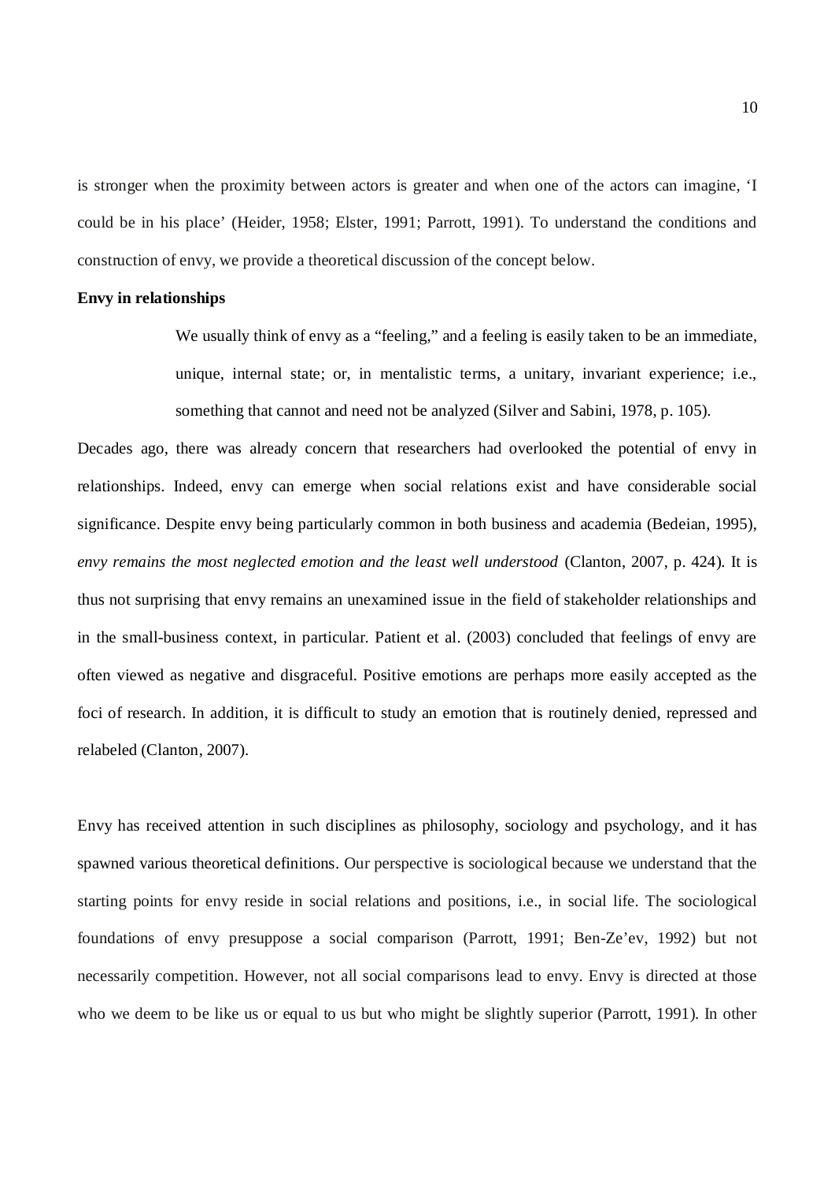is stronger when the proximity between actors is greater and when one of the actors can imagine, 'I could be in his place' (Heider, 1958; Elster, 1991; Parrott, 1991). To understand the conditions and construction of envy, we provide a theoretical discussion of the concept below.

**Envy in relationships**

> We usually think of envy as a "feeling," and a feeling is easily taken to be an immediate, unique, internal state; or, in mentalistic terms, a unitary, invariant experience; i.e., something that cannot and need not be analyzed (Silver and Sabini, 1978, p. 105).

Decades ago, there was already concern that researchers had overlooked the potential of envy in relationships. Indeed, envy can emerge when social relations exist and have considerable social significance. Despite envy being particularly common in both business and academia (Bedeian, 1995), *envy remains the most neglected emotion and the least well understood* (Clanton, 2007, p. 424). It is thus not surprising that envy remains an unexamined issue in the field of stakeholder relationships and in the small-business context, in particular. Patient et al. (2003) concluded that feelings of envy are often viewed as negative and disgraceful. Positive emotions are perhaps more easily accepted as the foci of research. In addition, it is difficult to study an emotion that is routinely denied, repressed and relabeled (Clanton, 2007).

Envy has received attention in such disciplines as philosophy, sociology and psychology, and it has spawned various theoretical definitions. Our perspective is sociological because we understand that the starting points for envy reside in social relations and positions, i.e., in social life. The sociological foundations of envy presuppose a social comparison (Parrott, 1991; Ben-Ze'ev, 1992) but not necessarily competition. However, not all social comparisons lead to envy. Envy is directed at those who we deem to be like us or equal to us but who might be slightly superior (Parrott, 1991). In other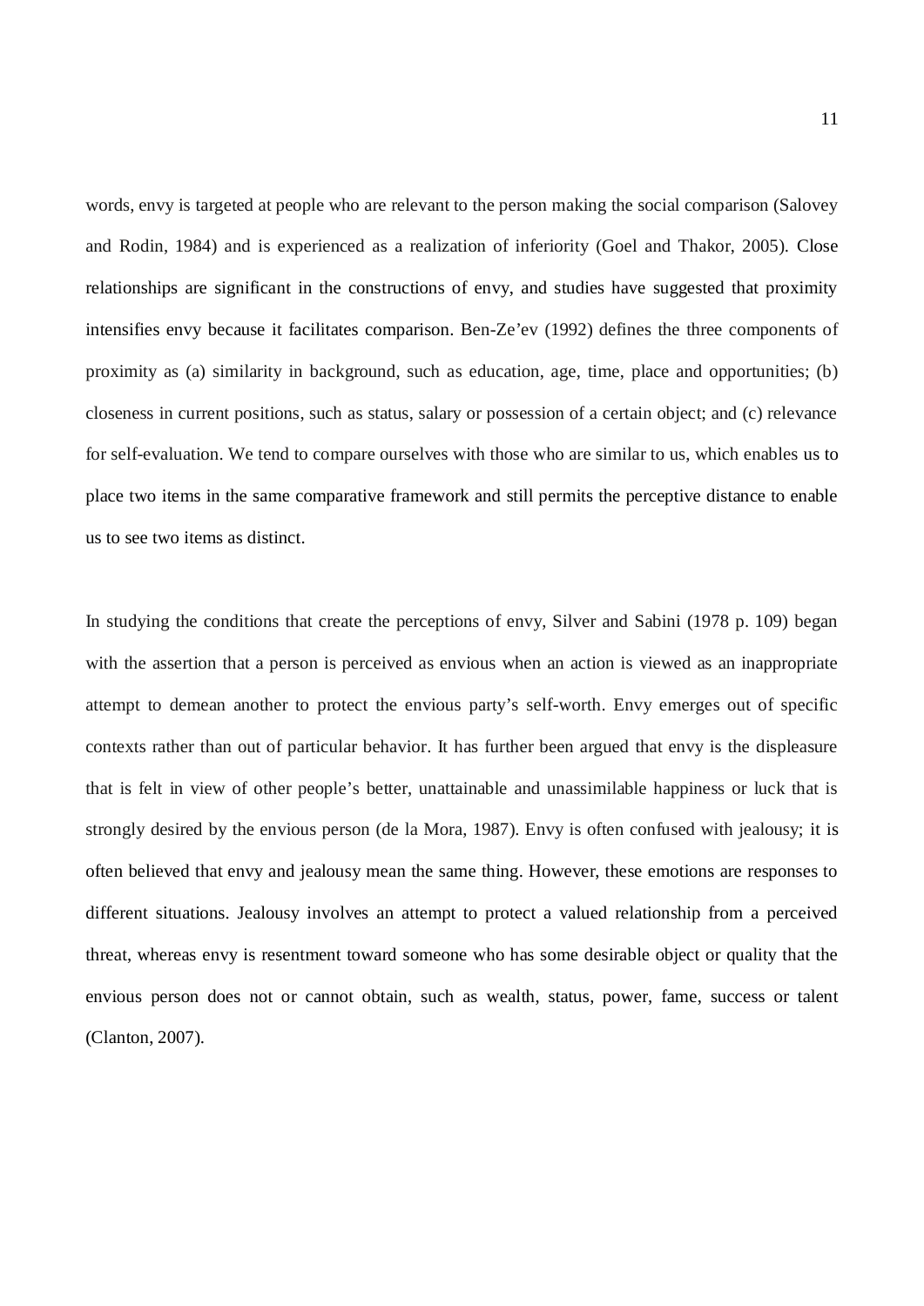words, envy is targeted at people who are relevant to the person making the social comparison (Salovey and Rodin, 1984) and is experienced as a realization of inferiority (Goel and Thakor, 2005). Close relationships are significant in the constructions of envy, and studies have suggested that proximity intensifies envy because it facilitates comparison. Ben-Ze'ev (1992) defines the three components of proximity as (a) similarity in background, such as education, age, time, place and opportunities; (b) closeness in current positions, such as status, salary or possession of a certain object; and (c) relevance for self-evaluation. We tend to compare ourselves with those who are similar to us, which enables us to place two items in the same comparative framework and still permits the perceptive distance to enable us to see two items as distinct.

In studying the conditions that create the perceptions of envy, Silver and Sabini (1978 p. 109) began with the assertion that a person is perceived as envious when an action is viewed as an inappropriate attempt to demean another to protect the envious party's self-worth. Envy emerges out of specific contexts rather than out of particular behavior. It has further been argued that envy is the displeasure that is felt in view of other people's better, unattainable and unassimilable happiness or luck that is strongly desired by the envious person (de la Mora, 1987). Envy is often confused with jealousy; it is often believed that envy and jealousy mean the same thing. However, these emotions are responses to different situations. Jealousy involves an attempt to protect a valued relationship from a perceived threat, whereas envy is resentment toward someone who has some desirable object or quality that the envious person does not or cannot obtain, such as wealth, status, power, fame, success or talent (Clanton, 2007).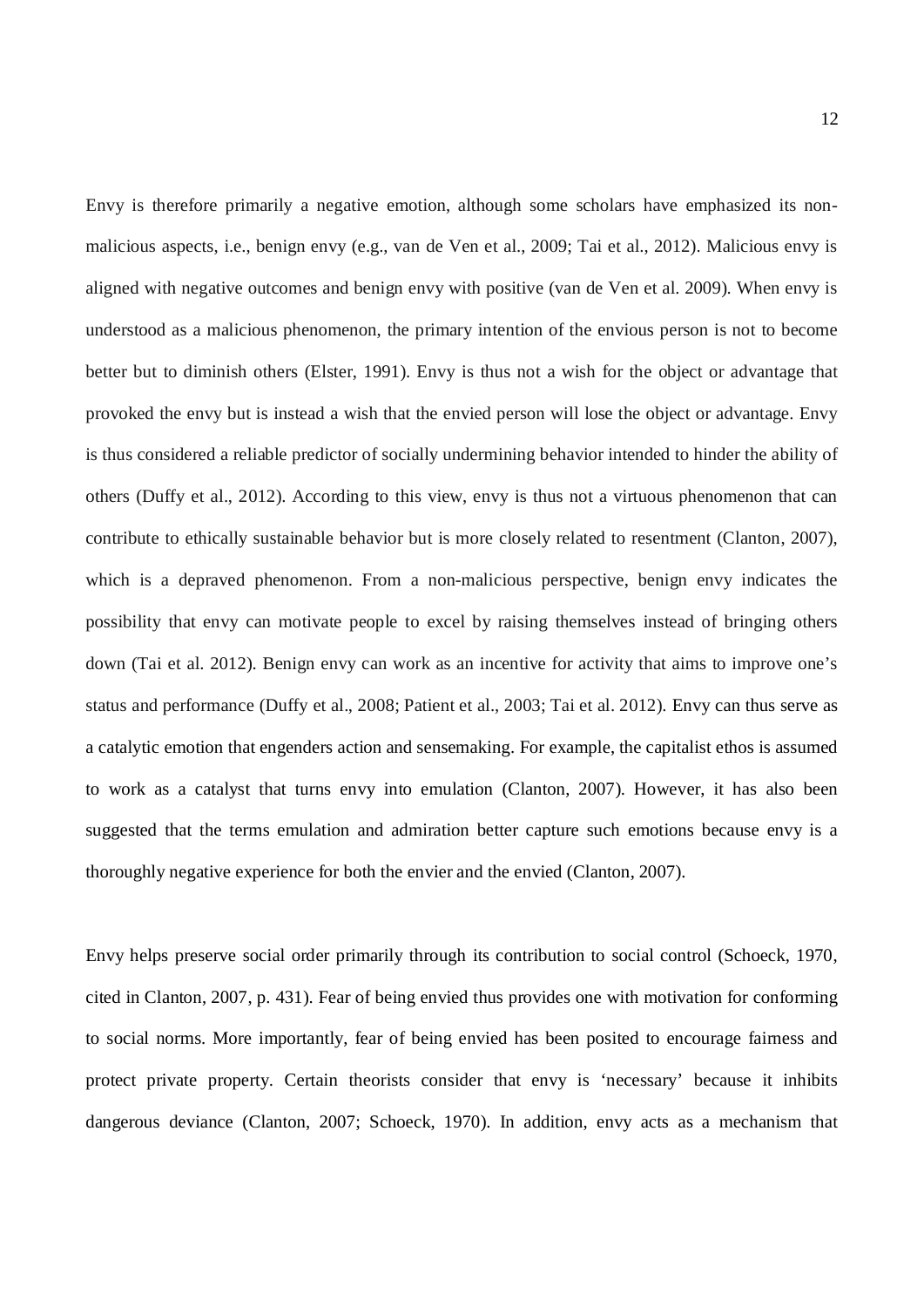Envy is therefore primarily a negative emotion, although some scholars have emphasized its non-malicious aspects, i.e., benign envy (e.g., van de Ven et al., 2009; Tai et al., 2012). Malicious envy is aligned with negative outcomes and benign envy with positive (van de Ven et al. 2009). When envy is understood as a malicious phenomenon, the primary intention of the envious person is not to become better but to diminish others (Elster, 1991). Envy is thus not a wish for the object or advantage that provoked the envy but is instead a wish that the envied person will lose the object or advantage. Envy is thus considered a reliable predictor of socially undermining behavior intended to hinder the ability of others (Duffy et al., 2012). According to this view, envy is thus not a virtuous phenomenon that can contribute to ethically sustainable behavior but is more closely related to resentment (Clanton, 2007), which is a depraved phenomenon. From a non-malicious perspective, benign envy indicates the possibility that envy can motivate people to excel by raising themselves instead of bringing others down (Tai et al. 2012). Benign envy can work as an incentive for activity that aims to improve one's status and performance (Duffy et al., 2008; Patient et al., 2003; Tai et al. 2012). Envy can thus serve as a catalytic emotion that engenders action and sensemaking. For example, the capitalist ethos is assumed to work as a catalyst that turns envy into emulation (Clanton, 2007). However, it has also been suggested that the terms emulation and admiration better capture such emotions because envy is a thoroughly negative experience for both the envier and the envied (Clanton, 2007).

Envy helps preserve social order primarily through its contribution to social control (Schoeck, 1970, cited in Clanton, 2007, p. 431). Fear of being envied thus provides one with motivation for conforming to social norms. More importantly, fear of being envied has been posited to encourage fairness and protect private property. Certain theorists consider that envy is 'necessary' because it inhibits dangerous deviance (Clanton, 2007; Schoeck, 1970). In addition, envy acts as a mechanism that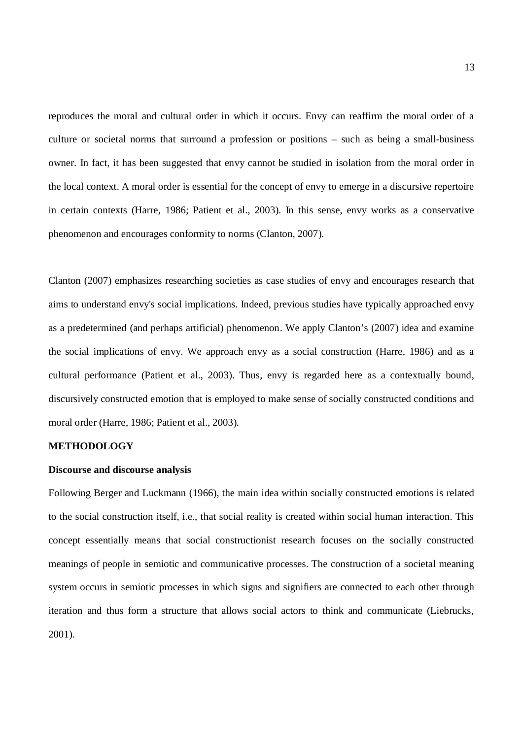reproduces the moral and cultural order in which it occurs. Envy can reaffirm the moral order of a culture or societal norms that surround a profession or positions – such as being a small-business owner. In fact, it has been suggested that envy cannot be studied in isolation from the moral order in the local context. A moral order is essential for the concept of envy to emerge in a discursive repertoire in certain contexts (Harre, 1986; Patient et al., 2003). In this sense, envy works as a conservative phenomenon and encourages conformity to norms (Clanton, 2007).

Clanton (2007) emphasizes researching societies as case studies of envy and encourages research that aims to understand envy's social implications. Indeed, previous studies have typically approached envy as a predetermined (and perhaps artificial) phenomenon. We apply Clanton's (2007) idea and examine the social implications of envy. We approach envy as a social construction (Harre, 1986) and as a cultural performance (Patient et al., 2003). Thus, envy is regarded here as a contextually bound, discursively constructed emotion that is employed to make sense of socially constructed conditions and moral order (Harre, 1986; Patient et al., 2003).

## METHODOLOGY

### Discourse and discourse analysis

Following Berger and Luckmann (1966), the main idea within socially constructed emotions is related to the social construction itself, i.e., that social reality is created within social human interaction. This concept essentially means that social constructionist research focuses on the socially constructed meanings of people in semiotic and communicative processes. The construction of a societal meaning system occurs in semiotic processes in which signs and signifiers are connected to each other through iteration and thus form a structure that allows social actors to think and communicate (Liebrucks, 2001).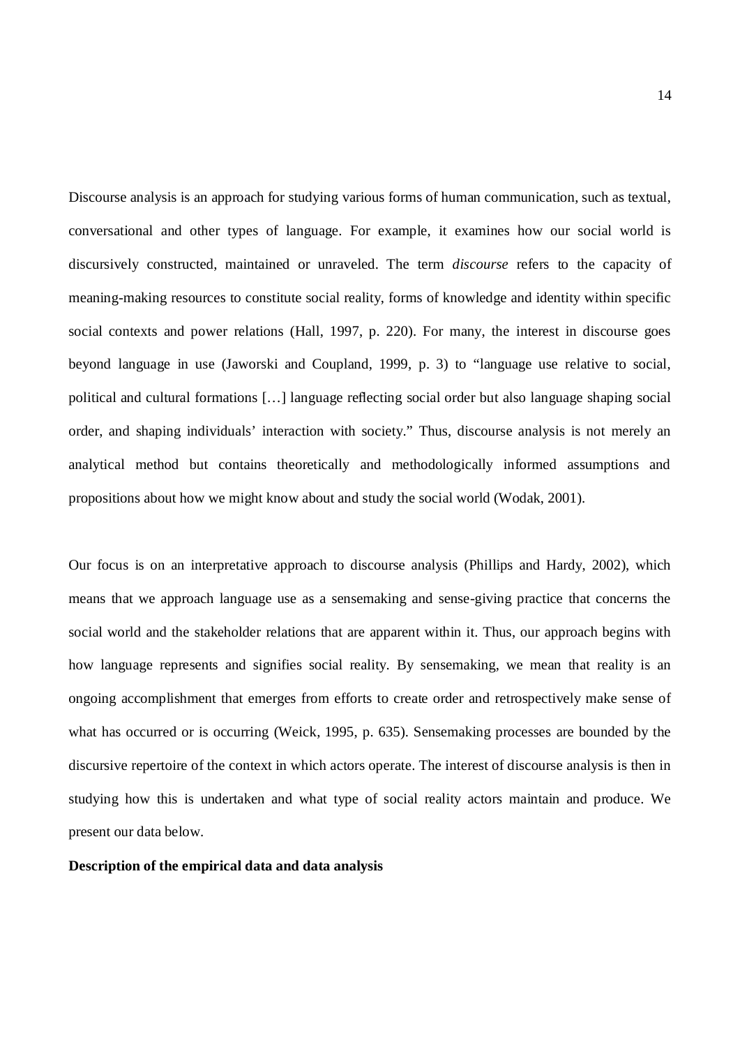Discourse analysis is an approach for studying various forms of human communication, such as textual, conversational and other types of language. For example, it examines how our social world is discursively constructed, maintained or unraveled. The term *discourse* refers to the capacity of meaning-making resources to constitute social reality, forms of knowledge and identity within specific social contexts and power relations (Hall, 1997, p. 220). For many, the interest in discourse goes beyond language in use (Jaworski and Coupland, 1999, p. 3) to "language use relative to social, political and cultural formations […] language reflecting social order but also language shaping social order, and shaping individuals' interaction with society." Thus, discourse analysis is not merely an analytical method but contains theoretically and methodologically informed assumptions and propositions about how we might know about and study the social world (Wodak, 2001).

Our focus is on an interpretative approach to discourse analysis (Phillips and Hardy, 2002), which means that we approach language use as a sensemaking and sense-giving practice that concerns the social world and the stakeholder relations that are apparent within it. Thus, our approach begins with how language represents and signifies social reality. By sensemaking, we mean that reality is an ongoing accomplishment that emerges from efforts to create order and retrospectively make sense of what has occurred or is occurring (Weick, 1995, p. 635). Sensemaking processes are bounded by the discursive repertoire of the context in which actors operate. The interest of discourse analysis is then in studying how this is undertaken and what type of social reality actors maintain and produce. We present our data below.

**Description of the empirical data and data analysis**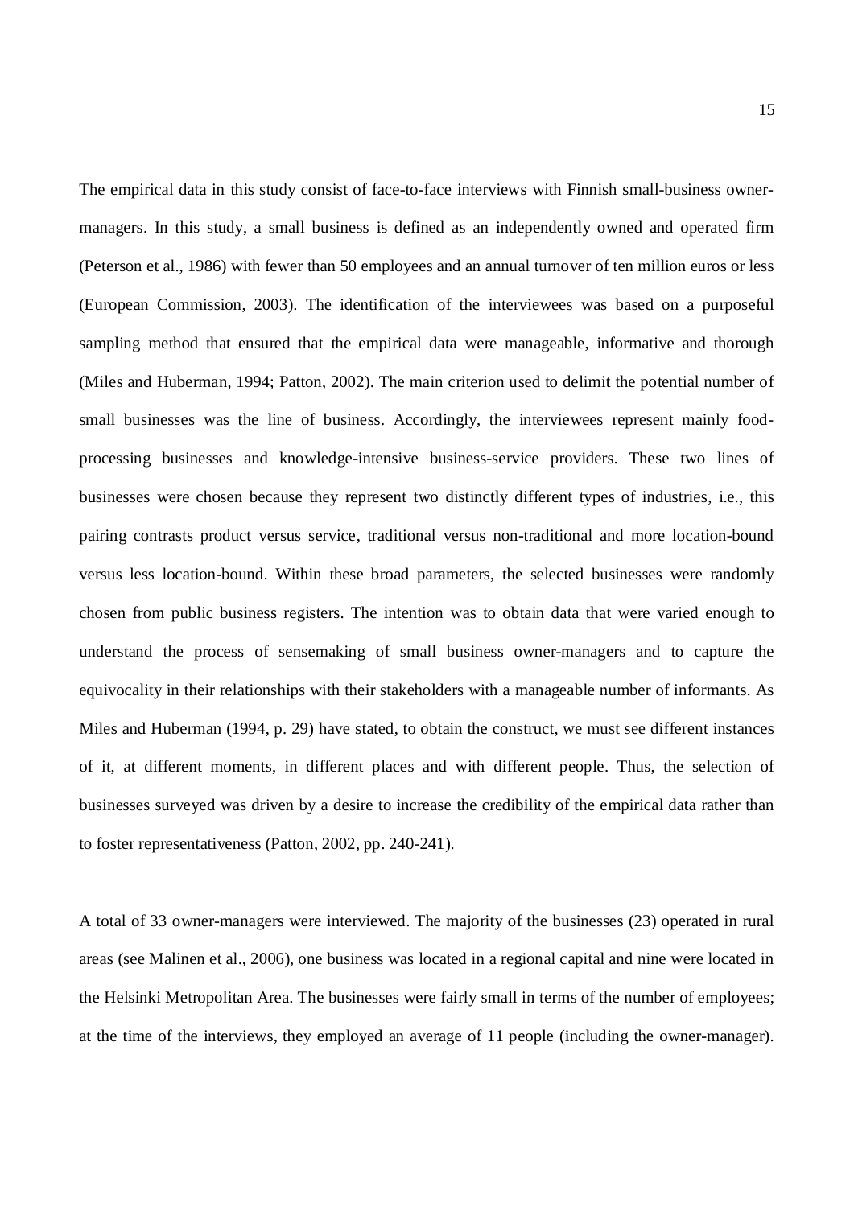The empirical data in this study consist of face-to-face interviews with Finnish small-business owner-managers. In this study, a small business is defined as an independently owned and operated firm (Peterson et al., 1986) with fewer than 50 employees and an annual turnover of ten million euros or less (European Commission, 2003). The identification of the interviewees was based on a purposeful sampling method that ensured that the empirical data were manageable, informative and thorough (Miles and Huberman, 1994; Patton, 2002). The main criterion used to delimit the potential number of small businesses was the line of business. Accordingly, the interviewees represent mainly food-processing businesses and knowledge-intensive business-service providers. These two lines of businesses were chosen because they represent two distinctly different types of industries, i.e., this pairing contrasts product versus service, traditional versus non-traditional and more location-bound versus less location-bound. Within these broad parameters, the selected businesses were randomly chosen from public business registers. The intention was to obtain data that were varied enough to understand the process of sensemaking of small business owner-managers and to capture the equivocality in their relationships with their stakeholders with a manageable number of informants. As Miles and Huberman (1994, p. 29) have stated, to obtain the construct, we must see different instances of it, at different moments, in different places and with different people. Thus, the selection of businesses surveyed was driven by a desire to increase the credibility of the empirical data rather than to foster representativeness (Patton, 2002, pp. 240-241).

A total of 33 owner-managers were interviewed. The majority of the businesses (23) operated in rural areas (see Malinen et al., 2006), one business was located in a regional capital and nine were located in the Helsinki Metropolitan Area. The businesses were fairly small in terms of the number of employees; at the time of the interviews, they employed an average of 11 people (including the owner-manager).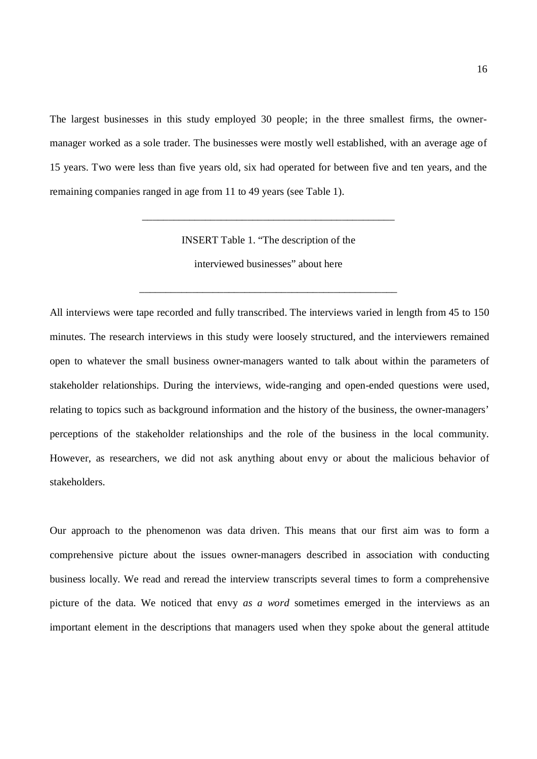The largest businesses in this study employed 30 people; in the three smallest firms, the owner-manager worked as a sole trader. The businesses were mostly well established, with an average age of 15 years. Two were less than five years old, six had operated for between five and ten years, and the remaining companies ranged in age from 11 to 49 years (see Table 1).

---

INSERT Table 1. "The description of the interviewed businesses" about here

---

All interviews were tape recorded and fully transcribed. The interviews varied in length from 45 to 150 minutes. The research interviews in this study were loosely structured, and the interviewers remained open to whatever the small business owner-managers wanted to talk about within the parameters of stakeholder relationships. During the interviews, wide-ranging and open-ended questions were used, relating to topics such as background information and the history of the business, the owner-managers' perceptions of the stakeholder relationships and the role of the business in the local community. However, as researchers, we did not ask anything about envy or about the malicious behavior of stakeholders.

Our approach to the phenomenon was data driven. This means that our first aim was to form a comprehensive picture about the issues owner-managers described in association with conducting business locally. We read and reread the interview transcripts several times to form a comprehensive picture of the data. We noticed that envy *as a word* sometimes emerged in the interviews as an important element in the descriptions that managers used when they spoke about the general attitude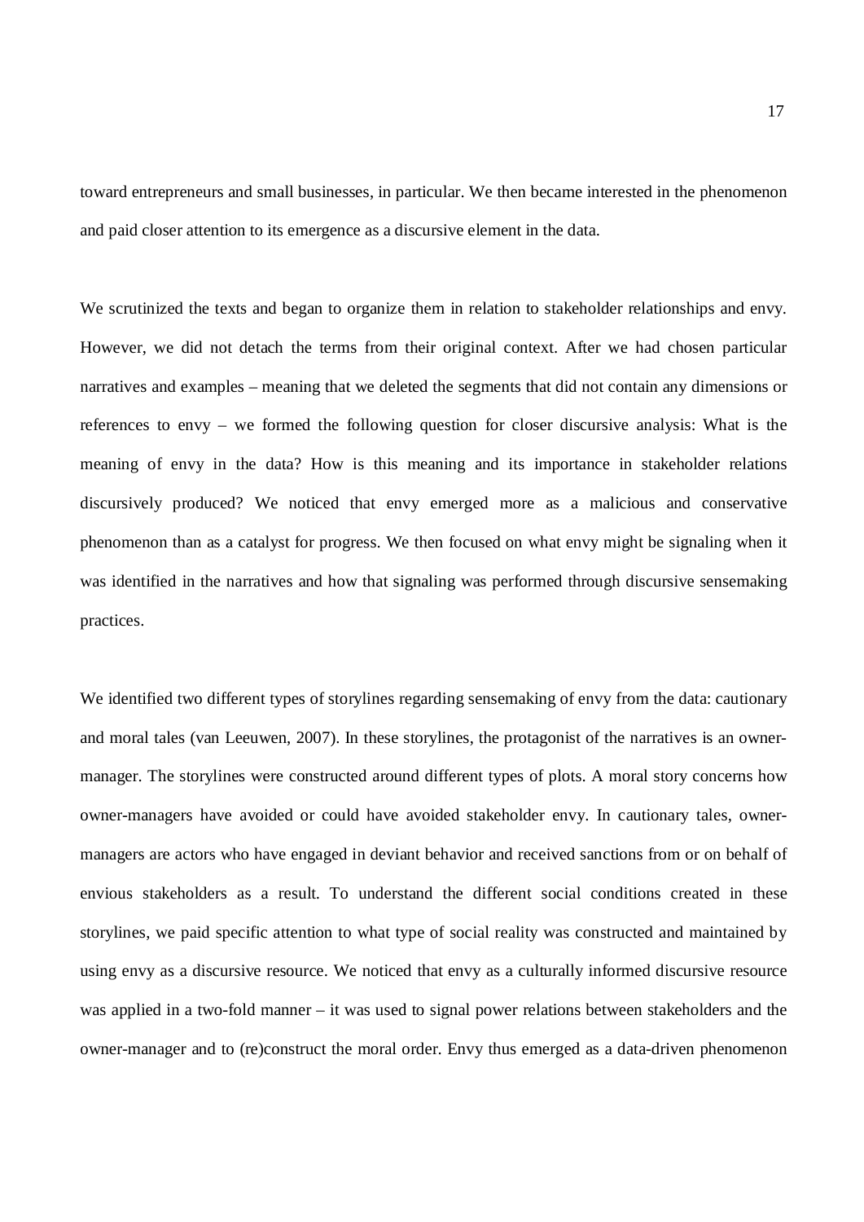toward entrepreneurs and small businesses, in particular. We then became interested in the phenomenon and paid closer attention to its emergence as a discursive element in the data.

We scrutinized the texts and began to organize them in relation to stakeholder relationships and envy. However, we did not detach the terms from their original context. After we had chosen particular narratives and examples – meaning that we deleted the segments that did not contain any dimensions or references to envy – we formed the following question for closer discursive analysis: What is the meaning of envy in the data? How is this meaning and its importance in stakeholder relations discursively produced? We noticed that envy emerged more as a malicious and conservative phenomenon than as a catalyst for progress. We then focused on what envy might be signaling when it was identified in the narratives and how that signaling was performed through discursive sensemaking practices.

We identified two different types of storylines regarding sensemaking of envy from the data: cautionary and moral tales (van Leeuwen, 2007). In these storylines, the protagonist of the narratives is an owner-manager. The storylines were constructed around different types of plots. A moral story concerns how owner-managers have avoided or could have avoided stakeholder envy. In cautionary tales, owner-managers are actors who have engaged in deviant behavior and received sanctions from or on behalf of envious stakeholders as a result. To understand the different social conditions created in these storylines, we paid specific attention to what type of social reality was constructed and maintained by using envy as a discursive resource. We noticed that envy as a culturally informed discursive resource was applied in a two-fold manner – it was used to signal power relations between stakeholders and the owner-manager and to (re)construct the moral order. Envy thus emerged as a data-driven phenomenon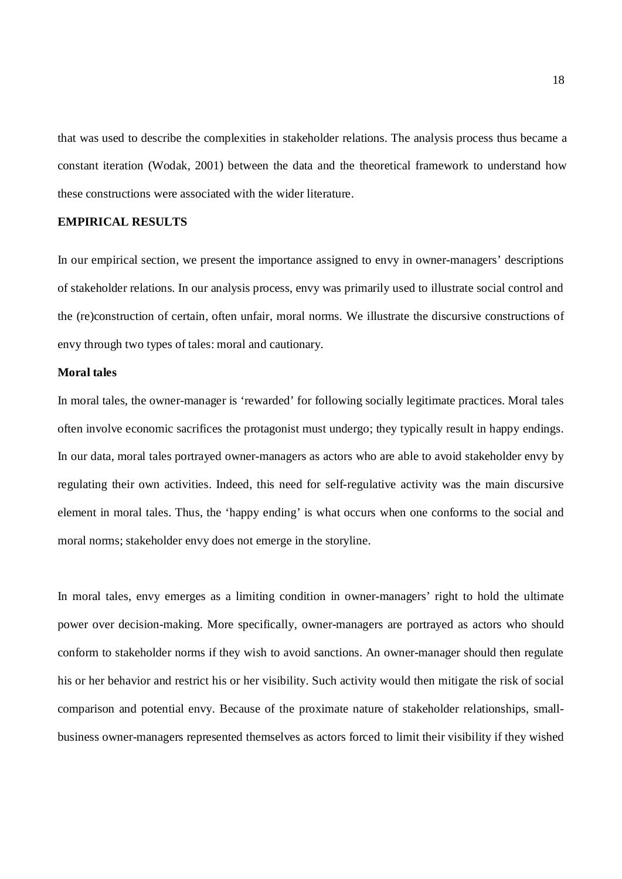that was used to describe the complexities in stakeholder relations. The analysis process thus became a constant iteration (Wodak, 2001) between the data and the theoretical framework to understand how these constructions were associated with the wider literature.

## EMPIRICAL RESULTS

In our empirical section, we present the importance assigned to envy in owner-managers' descriptions of stakeholder relations. In our analysis process, envy was primarily used to illustrate social control and the (re)construction of certain, often unfair, moral norms. We illustrate the discursive constructions of envy through two types of tales: moral and cautionary.

### Moral tales

In moral tales, the owner-manager is 'rewarded' for following socially legitimate practices. Moral tales often involve economic sacrifices the protagonist must undergo; they typically result in happy endings. In our data, moral tales portrayed owner-managers as actors who are able to avoid stakeholder envy by regulating their own activities. Indeed, this need for self-regulative activity was the main discursive element in moral tales. Thus, the 'happy ending' is what occurs when one conforms to the social and moral norms; stakeholder envy does not emerge in the storyline.

In moral tales, envy emerges as a limiting condition in owner-managers' right to hold the ultimate power over decision-making. More specifically, owner-managers are portrayed as actors who should conform to stakeholder norms if they wish to avoid sanctions. An owner-manager should then regulate his or her behavior and restrict his or her visibility. Such activity would then mitigate the risk of social comparison and potential envy. Because of the proximate nature of stakeholder relationships, small-business owner-managers represented themselves as actors forced to limit their visibility if they wished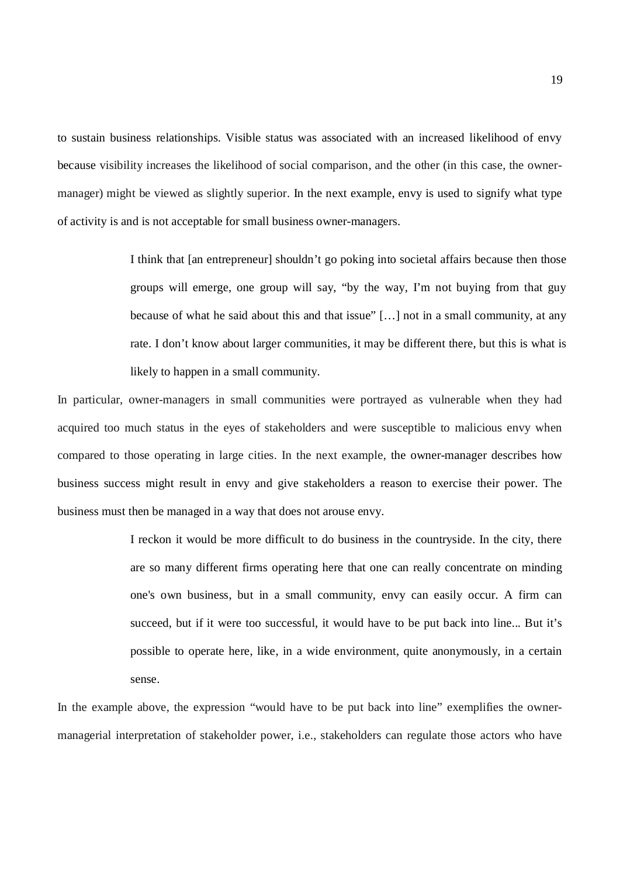to sustain business relationships. Visible status was associated with an increased likelihood of envy because visibility increases the likelihood of social comparison, and the other (in this case, the owner-manager) might be viewed as slightly superior. In the next example, envy is used to signify what type of activity is and is not acceptable for small business owner-managers.

> I think that [an entrepreneur] shouldn't go poking into societal affairs because then those groups will emerge, one group will say, "by the way, I'm not buying from that guy because of what he said about this and that issue" […] not in a small community, at any rate. I don't know about larger communities, it may be different there, but this is what is likely to happen in a small community.

In particular, owner-managers in small communities were portrayed as vulnerable when they had acquired too much status in the eyes of stakeholders and were susceptible to malicious envy when compared to those operating in large cities. In the next example, the owner-manager describes how business success might result in envy and give stakeholders a reason to exercise their power. The business must then be managed in a way that does not arouse envy.

> I reckon it would be more difficult to do business in the countryside. In the city, there are so many different firms operating here that one can really concentrate on minding one's own business, but in a small community, envy can easily occur. A firm can succeed, but if it were too successful, it would have to be put back into line... But it's possible to operate here, like, in a wide environment, quite anonymously, in a certain sense.

In the example above, the expression "would have to be put back into line" exemplifies the owner-managerial interpretation of stakeholder power, i.e., stakeholders can regulate those actors who have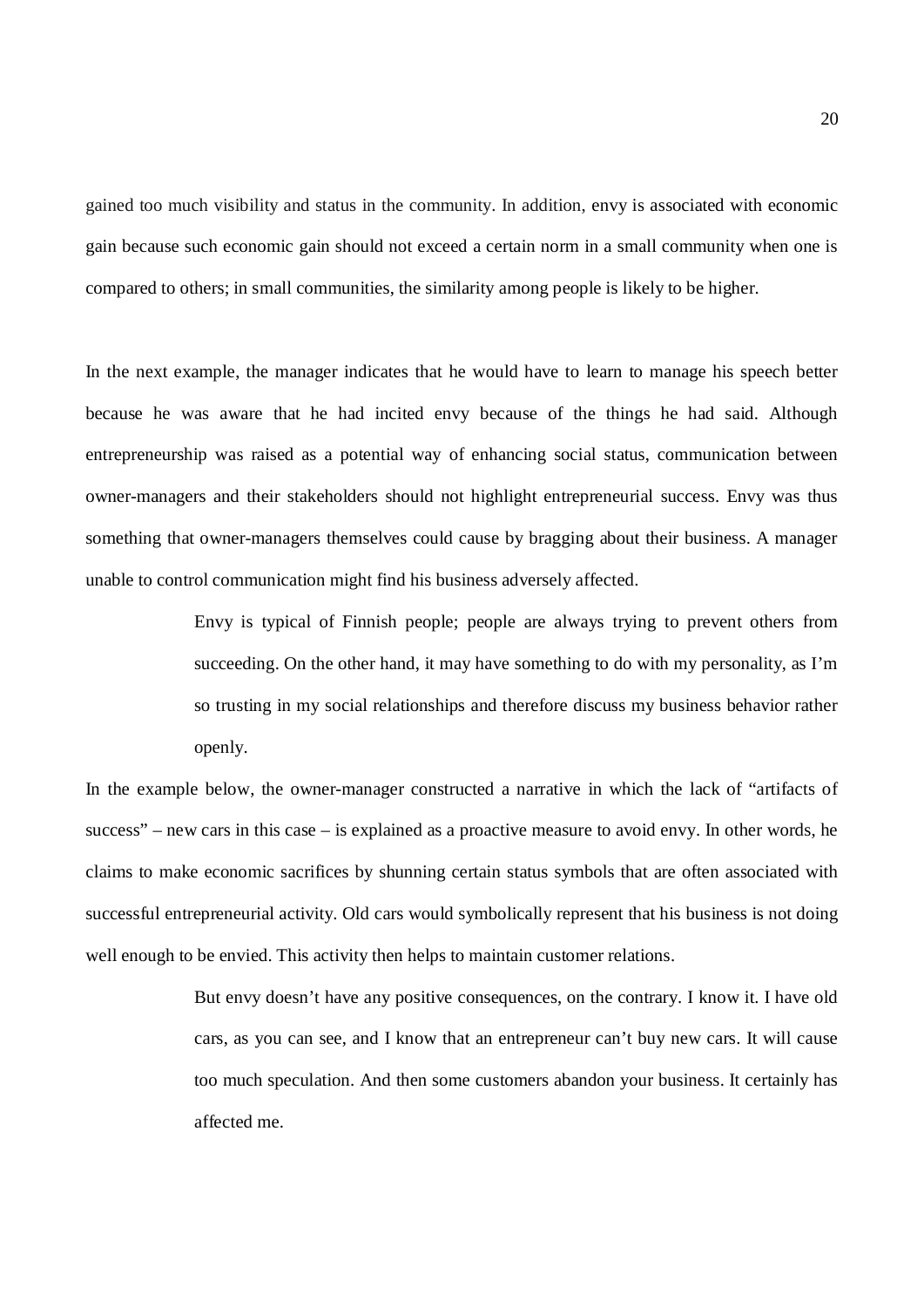gained too much visibility and status in the community. In addition, envy is associated with economic gain because such economic gain should not exceed a certain norm in a small community when one is compared to others; in small communities, the similarity among people is likely to be higher.

In the next example, the manager indicates that he would have to learn to manage his speech better because he was aware that he had incited envy because of the things he had said. Although entrepreneurship was raised as a potential way of enhancing social status, communication between owner-managers and their stakeholders should not highlight entrepreneurial success. Envy was thus something that owner-managers themselves could cause by bragging about their business. A manager unable to control communication might find his business adversely affected.

> Envy is typical of Finnish people; people are always trying to prevent others from succeeding. On the other hand, it may have something to do with my personality, as I'm so trusting in my social relationships and therefore discuss my business behavior rather openly.

In the example below, the owner-manager constructed a narrative in which the lack of "artifacts of success" – new cars in this case – is explained as a proactive measure to avoid envy. In other words, he claims to make economic sacrifices by shunning certain status symbols that are often associated with successful entrepreneurial activity. Old cars would symbolically represent that his business is not doing well enough to be envied. This activity then helps to maintain customer relations.

> But envy doesn't have any positive consequences, on the contrary. I know it. I have old cars, as you can see, and I know that an entrepreneur can't buy new cars. It will cause too much speculation. And then some customers abandon your business. It certainly has affected me.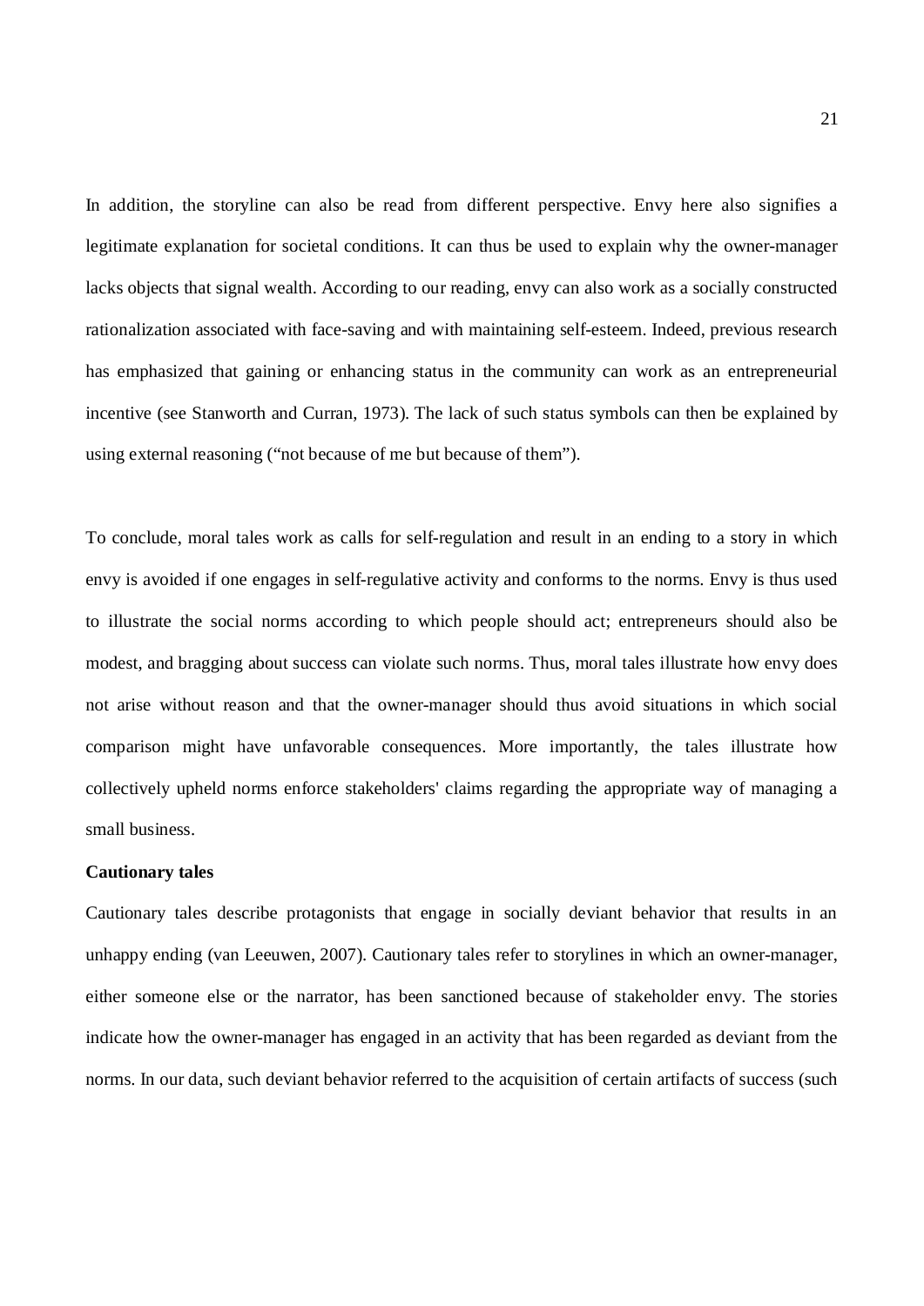In addition, the storyline can also be read from different perspective. Envy here also signifies a legitimate explanation for societal conditions. It can thus be used to explain why the owner-manager lacks objects that signal wealth. According to our reading, envy can also work as a socially constructed rationalization associated with face-saving and with maintaining self-esteem. Indeed, previous research has emphasized that gaining or enhancing status in the community can work as an entrepreneurial incentive (see Stanworth and Curran, 1973). The lack of such status symbols can then be explained by using external reasoning ("not because of me but because of them").

To conclude, moral tales work as calls for self-regulation and result in an ending to a story in which envy is avoided if one engages in self-regulative activity and conforms to the norms. Envy is thus used to illustrate the social norms according to which people should act; entrepreneurs should also be modest, and bragging about success can violate such norms. Thus, moral tales illustrate how envy does not arise without reason and that the owner-manager should thus avoid situations in which social comparison might have unfavorable consequences. More importantly, the tales illustrate how collectively upheld norms enforce stakeholders' claims regarding the appropriate way of managing a small business.

**Cautionary tales**

Cautionary tales describe protagonists that engage in socially deviant behavior that results in an unhappy ending (van Leeuwen, 2007). Cautionary tales refer to storylines in which an owner-manager, either someone else or the narrator, has been sanctioned because of stakeholder envy. The stories indicate how the owner-manager has engaged in an activity that has been regarded as deviant from the norms. In our data, such deviant behavior referred to the acquisition of certain artifacts of success (such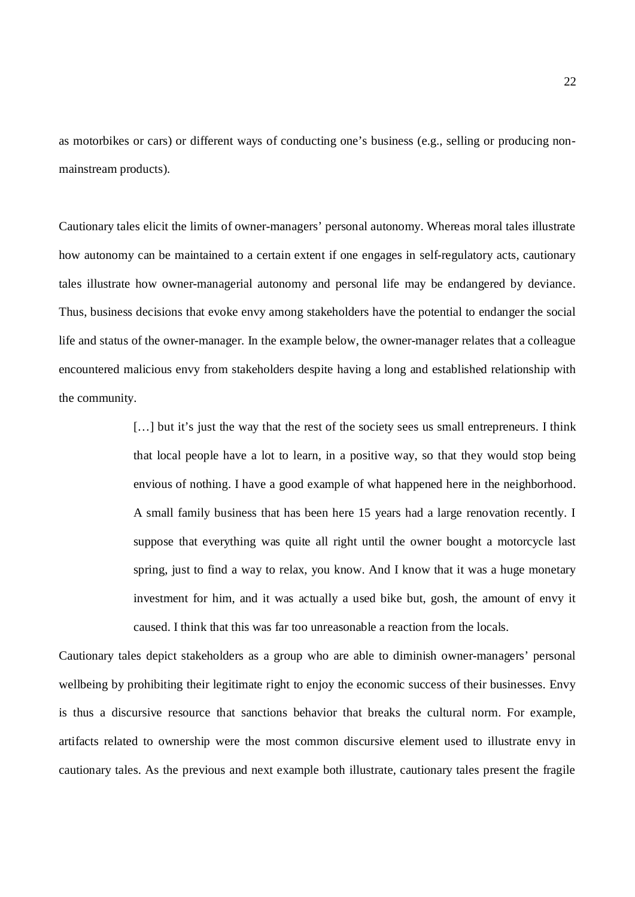as motorbikes or cars) or different ways of conducting one's business (e.g., selling or producing non-mainstream products).

Cautionary tales elicit the limits of owner-managers' personal autonomy. Whereas moral tales illustrate how autonomy can be maintained to a certain extent if one engages in self-regulatory acts, cautionary tales illustrate how owner-managerial autonomy and personal life may be endangered by deviance. Thus, business decisions that evoke envy among stakeholders have the potential to endanger the social life and status of the owner-manager. In the example below, the owner-manager relates that a colleague encountered malicious envy from stakeholders despite having a long and established relationship with the community.

> […] but it's just the way that the rest of the society sees us small entrepreneurs. I think that local people have a lot to learn, in a positive way, so that they would stop being envious of nothing. I have a good example of what happened here in the neighborhood. A small family business that has been here 15 years had a large renovation recently. I suppose that everything was quite all right until the owner bought a motorcycle last spring, just to find a way to relax, you know. And I know that it was a huge monetary investment for him, and it was actually a used bike but, gosh, the amount of envy it caused. I think that this was far too unreasonable a reaction from the locals.

Cautionary tales depict stakeholders as a group who are able to diminish owner-managers' personal wellbeing by prohibiting their legitimate right to enjoy the economic success of their businesses. Envy is thus a discursive resource that sanctions behavior that breaks the cultural norm. For example, artifacts related to ownership were the most common discursive element used to illustrate envy in cautionary tales. As the previous and next example both illustrate, cautionary tales present the fragile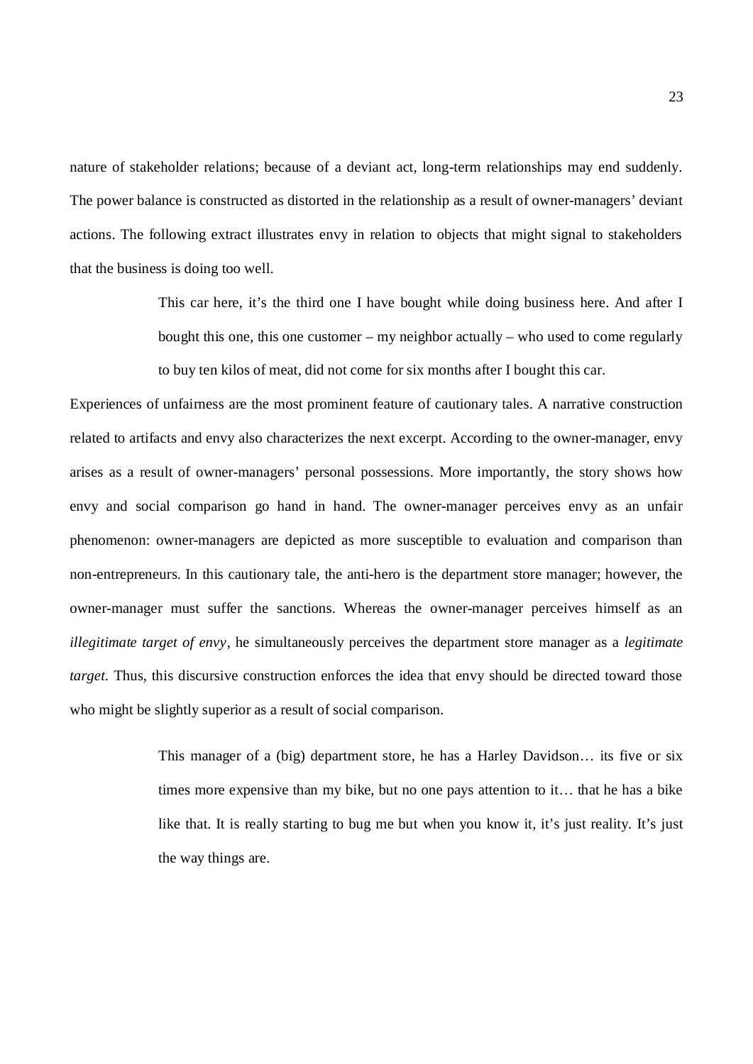nature of stakeholder relations; because of a deviant act, long-term relationships may end suddenly. The power balance is constructed as distorted in the relationship as a result of owner-managers' deviant actions. The following extract illustrates envy in relation to objects that might signal to stakeholders that the business is doing too well.

> This car here, it's the third one I have bought while doing business here. And after I bought this one, this one customer – my neighbor actually – who used to come regularly to buy ten kilos of meat, did not come for six months after I bought this car.

Experiences of unfairness are the most prominent feature of cautionary tales. A narrative construction related to artifacts and envy also characterizes the next excerpt. According to the owner-manager, envy arises as a result of owner-managers' personal possessions. More importantly, the story shows how envy and social comparison go hand in hand. The owner-manager perceives envy as an unfair phenomenon: owner-managers are depicted as more susceptible to evaluation and comparison than non-entrepreneurs. In this cautionary tale, the anti-hero is the department store manager; however, the owner-manager must suffer the sanctions. Whereas the owner-manager perceives himself as an *illegitimate target of envy*, he simultaneously perceives the department store manager as a *legitimate target*. Thus, this discursive construction enforces the idea that envy should be directed toward those who might be slightly superior as a result of social comparison.

> This manager of a (big) department store, he has a Harley Davidson… its five or six times more expensive than my bike, but no one pays attention to it… that he has a bike like that. It is really starting to bug me but when you know it, it's just reality. It's just the way things are.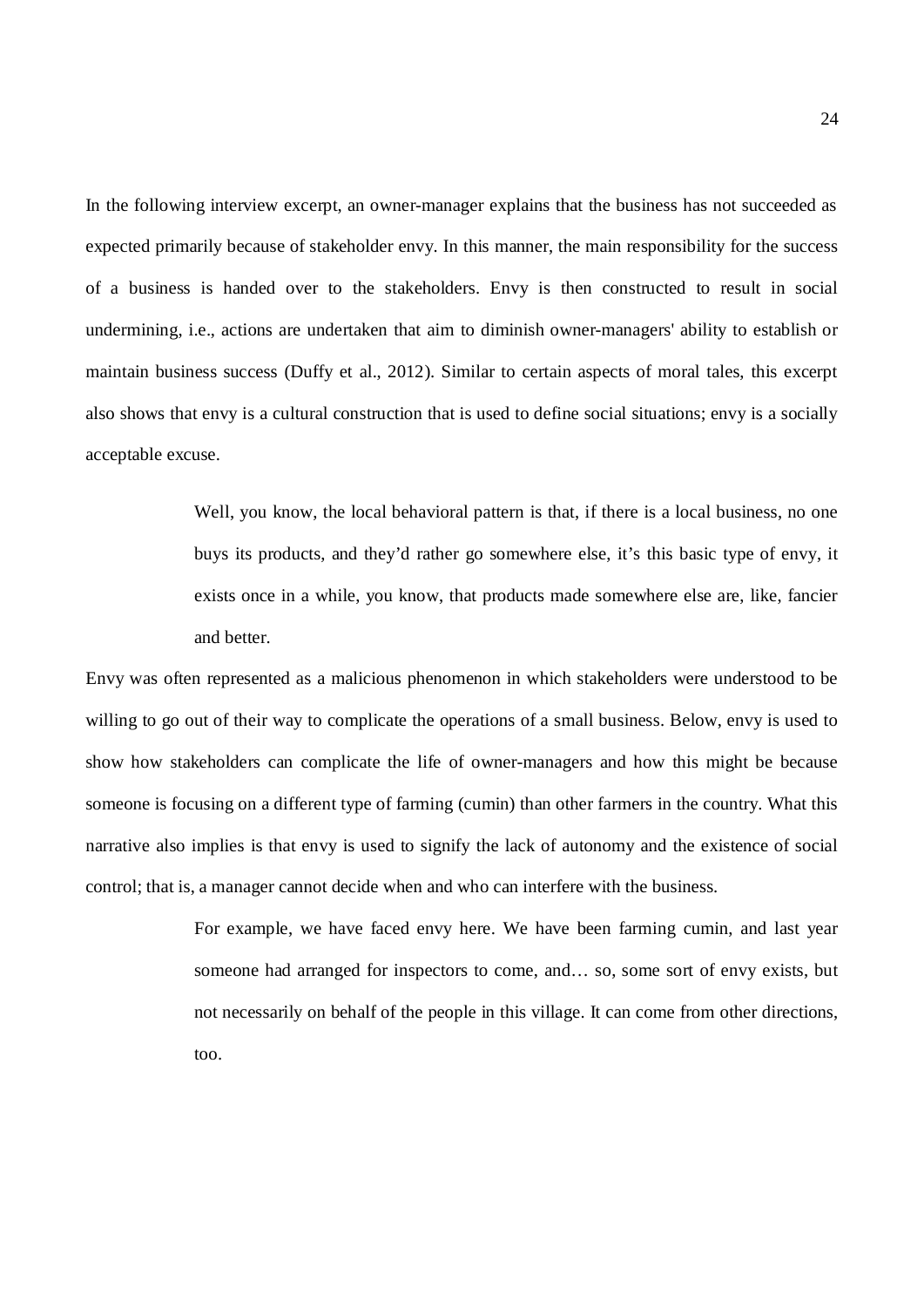In the following interview excerpt, an owner-manager explains that the business has not succeeded as expected primarily because of stakeholder envy. In this manner, the main responsibility for the success of a business is handed over to the stakeholders. Envy is then constructed to result in social undermining, i.e., actions are undertaken that aim to diminish owner-managers' ability to establish or maintain business success (Duffy et al., 2012). Similar to certain aspects of moral tales, this excerpt also shows that envy is a cultural construction that is used to define social situations; envy is a socially acceptable excuse.

> Well, you know, the local behavioral pattern is that, if there is a local business, no one buys its products, and they'd rather go somewhere else, it's this basic type of envy, it exists once in a while, you know, that products made somewhere else are, like, fancier and better.

Envy was often represented as a malicious phenomenon in which stakeholders were understood to be willing to go out of their way to complicate the operations of a small business. Below, envy is used to show how stakeholders can complicate the life of owner-managers and how this might be because someone is focusing on a different type of farming (cumin) than other farmers in the country. What this narrative also implies is that envy is used to signify the lack of autonomy and the existence of social control; that is, a manager cannot decide when and who can interfere with the business.

> For example, we have faced envy here. We have been farming cumin, and last year someone had arranged for inspectors to come, and… so, some sort of envy exists, but not necessarily on behalf of the people in this village. It can come from other directions, too.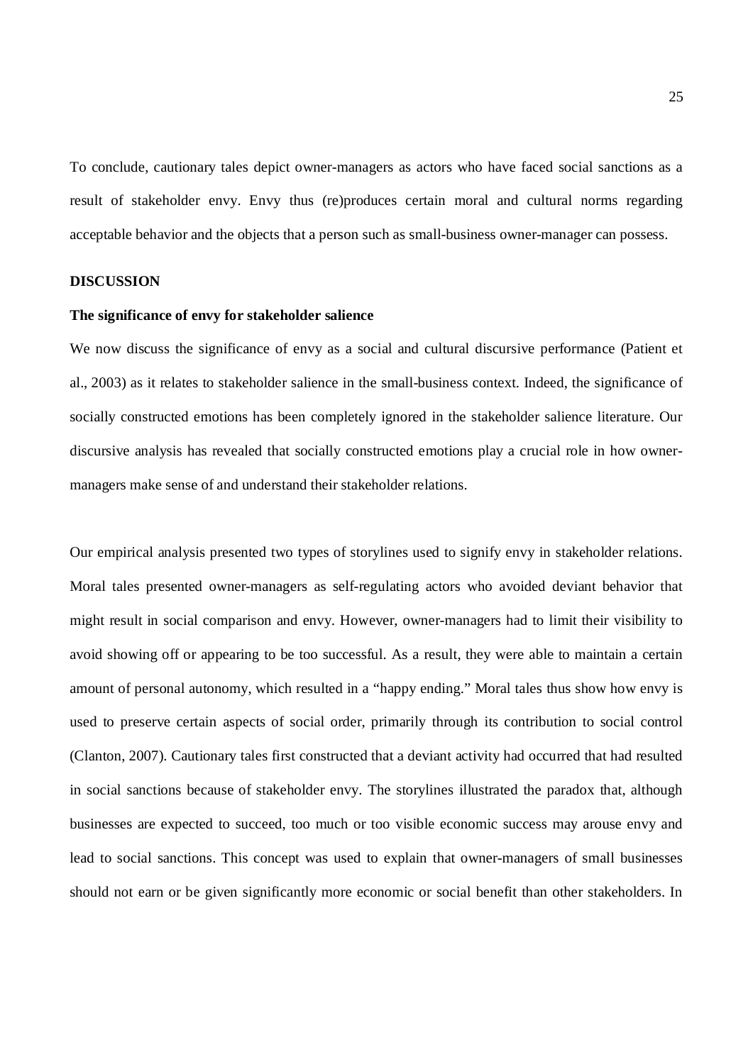To conclude, cautionary tales depict owner-managers as actors who have faced social sanctions as a result of stakeholder envy. Envy thus (re)produces certain moral and cultural norms regarding acceptable behavior and the objects that a person such as small-business owner-manager can possess.

## DISCUSSION

### The significance of envy for stakeholder salience

We now discuss the significance of envy as a social and cultural discursive performance (Patient et al., 2003) as it relates to stakeholder salience in the small-business context. Indeed, the significance of socially constructed emotions has been completely ignored in the stakeholder salience literature. Our discursive analysis has revealed that socially constructed emotions play a crucial role in how owner-managers make sense of and understand their stakeholder relations.

Our empirical analysis presented two types of storylines used to signify envy in stakeholder relations. Moral tales presented owner-managers as self-regulating actors who avoided deviant behavior that might result in social comparison and envy. However, owner-managers had to limit their visibility to avoid showing off or appearing to be too successful. As a result, they were able to maintain a certain amount of personal autonomy, which resulted in a "happy ending." Moral tales thus show how envy is used to preserve certain aspects of social order, primarily through its contribution to social control (Clanton, 2007). Cautionary tales first constructed that a deviant activity had occurred that had resulted in social sanctions because of stakeholder envy. The storylines illustrated the paradox that, although businesses are expected to succeed, too much or too visible economic success may arouse envy and lead to social sanctions. This concept was used to explain that owner-managers of small businesses should not earn or be given significantly more economic or social benefit than other stakeholders. In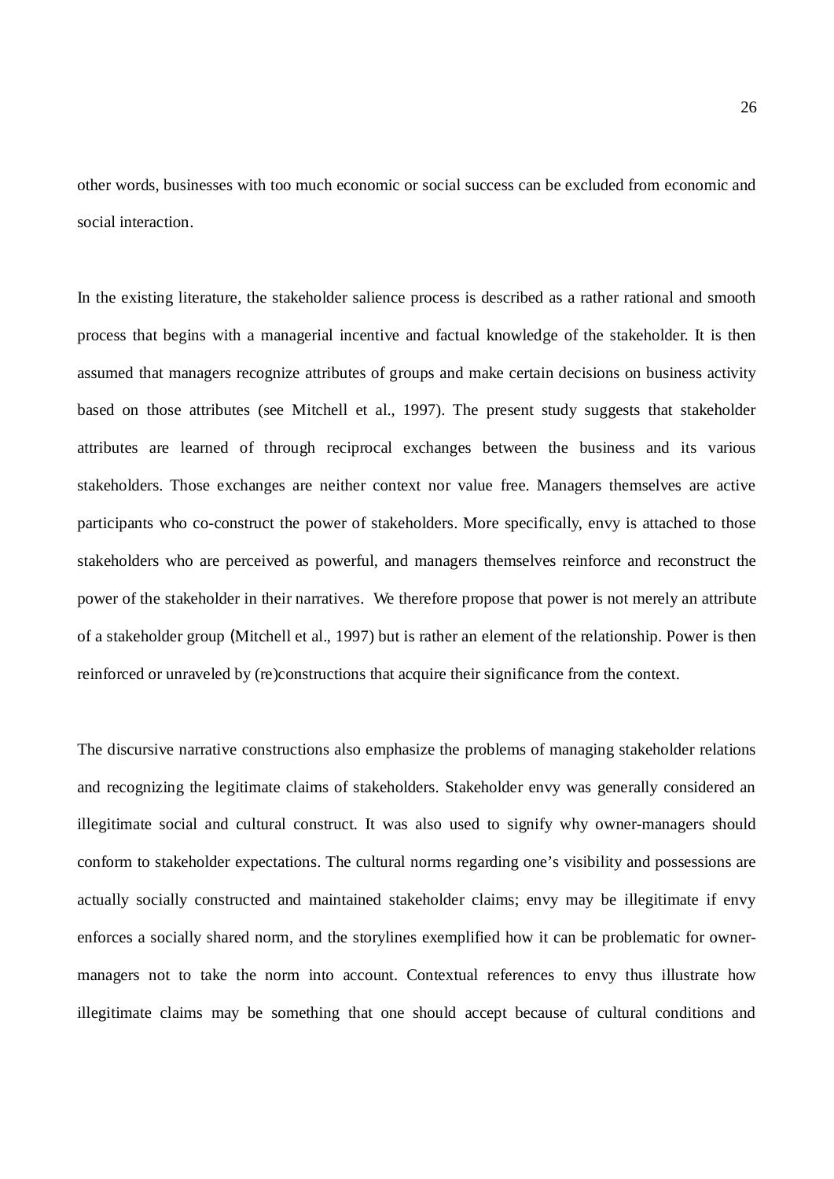other words, businesses with too much economic or social success can be excluded from economic and social interaction.

In the existing literature, the stakeholder salience process is described as a rather rational and smooth process that begins with a managerial incentive and factual knowledge of the stakeholder. It is then assumed that managers recognize attributes of groups and make certain decisions on business activity based on those attributes (see Mitchell et al., 1997). The present study suggests that stakeholder attributes are learned of through reciprocal exchanges between the business and its various stakeholders. Those exchanges are neither context nor value free. Managers themselves are active participants who co-construct the power of stakeholders. More specifically, envy is attached to those stakeholders who are perceived as powerful, and managers themselves reinforce and reconstruct the power of the stakeholder in their narratives. We therefore propose that power is not merely an attribute of a stakeholder group (Mitchell et al., 1997) but is rather an element of the relationship. Power is then reinforced or unraveled by (re)constructions that acquire their significance from the context.

The discursive narrative constructions also emphasize the problems of managing stakeholder relations and recognizing the legitimate claims of stakeholders. Stakeholder envy was generally considered an illegitimate social and cultural construct. It was also used to signify why owner-managers should conform to stakeholder expectations. The cultural norms regarding one's visibility and possessions are actually socially constructed and maintained stakeholder claims; envy may be illegitimate if envy enforces a socially shared norm, and the storylines exemplified how it can be problematic for owner-managers not to take the norm into account. Contextual references to envy thus illustrate how illegitimate claims may be something that one should accept because of cultural conditions and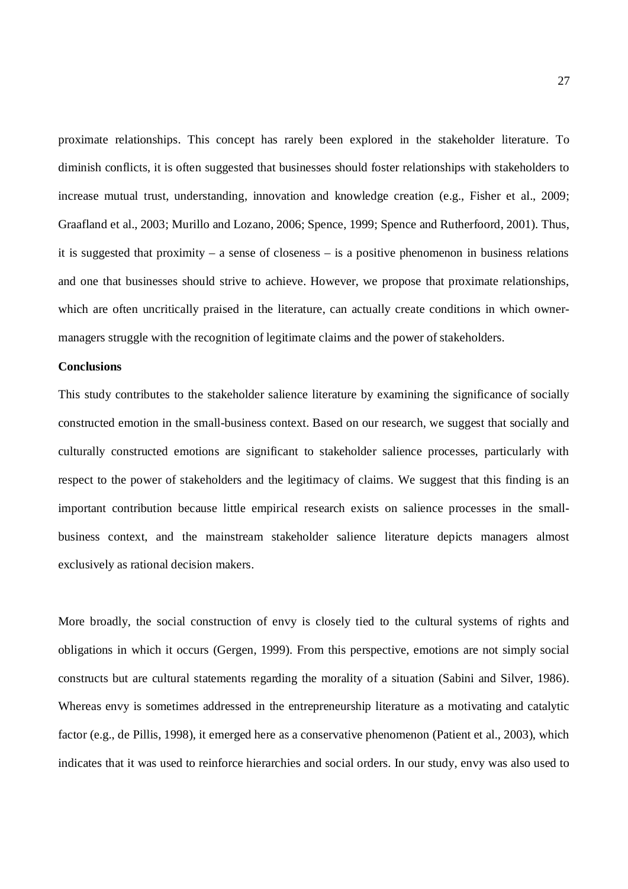proximate relationships. This concept has rarely been explored in the stakeholder literature. To diminish conflicts, it is often suggested that businesses should foster relationships with stakeholders to increase mutual trust, understanding, innovation and knowledge creation (e.g., Fisher et al., 2009; Graafland et al., 2003; Murillo and Lozano, 2006; Spence, 1999; Spence and Rutherfoord, 2001). Thus, it is suggested that proximity – a sense of closeness – is a positive phenomenon in business relations and one that businesses should strive to achieve. However, we propose that proximate relationships, which are often uncritically praised in the literature, can actually create conditions in which owner-managers struggle with the recognition of legitimate claims and the power of stakeholders.

**Conclusions**

This study contributes to the stakeholder salience literature by examining the significance of socially constructed emotion in the small-business context. Based on our research, we suggest that socially and culturally constructed emotions are significant to stakeholder salience processes, particularly with respect to the power of stakeholders and the legitimacy of claims. We suggest that this finding is an important contribution because little empirical research exists on salience processes in the small-business context, and the mainstream stakeholder salience literature depicts managers almost exclusively as rational decision makers.

More broadly, the social construction of envy is closely tied to the cultural systems of rights and obligations in which it occurs (Gergen, 1999). From this perspective, emotions are not simply social constructs but are cultural statements regarding the morality of a situation (Sabini and Silver, 1986). Whereas envy is sometimes addressed in the entrepreneurship literature as a motivating and catalytic factor (e.g., de Pillis, 1998), it emerged here as a conservative phenomenon (Patient et al., 2003), which indicates that it was used to reinforce hierarchies and social orders. In our study, envy was also used to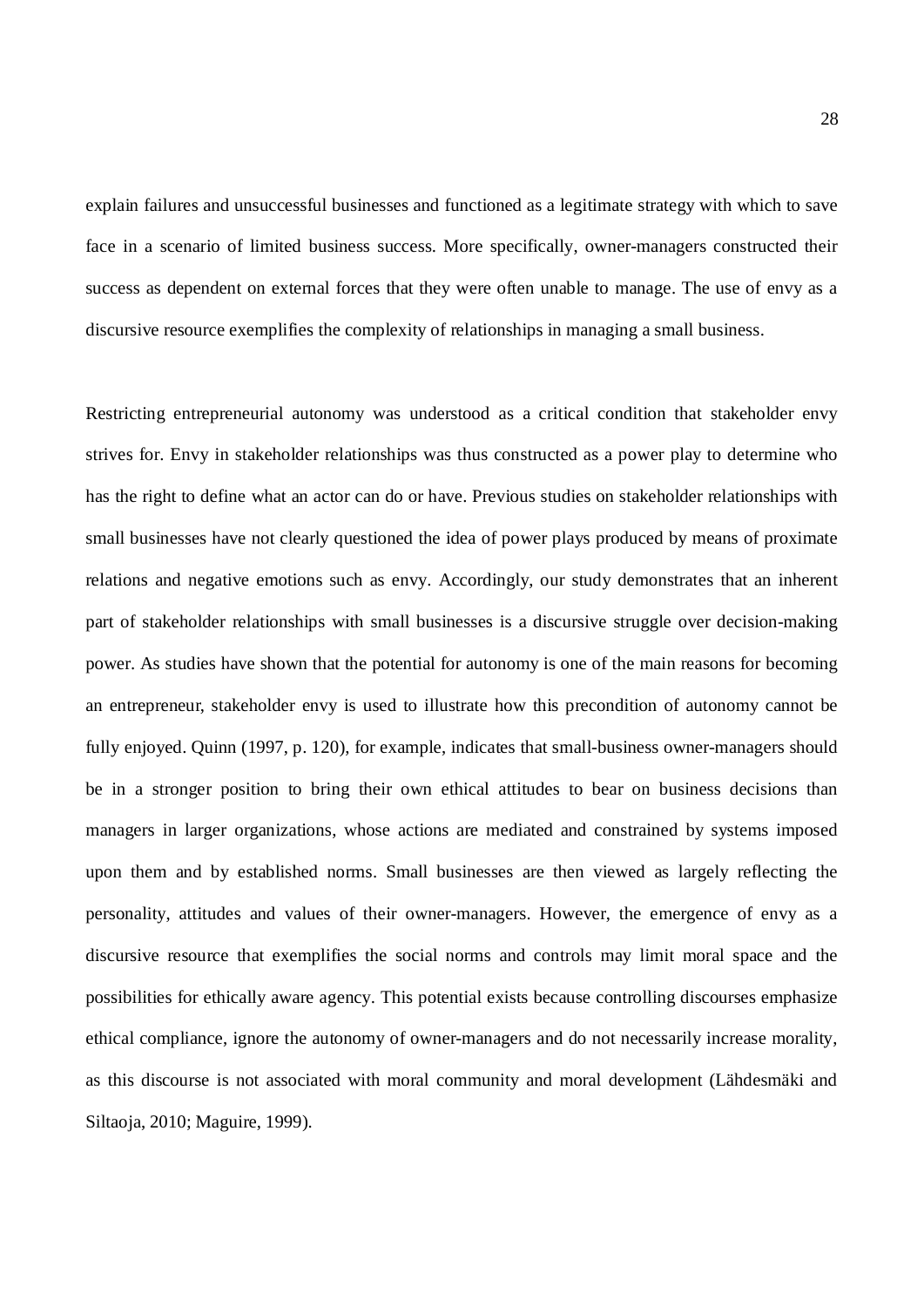explain failures and unsuccessful businesses and functioned as a legitimate strategy with which to save face in a scenario of limited business success. More specifically, owner-managers constructed their success as dependent on external forces that they were often unable to manage. The use of envy as a discursive resource exemplifies the complexity of relationships in managing a small business.

Restricting entrepreneurial autonomy was understood as a critical condition that stakeholder envy strives for. Envy in stakeholder relationships was thus constructed as a power play to determine who has the right to define what an actor can do or have. Previous studies on stakeholder relationships with small businesses have not clearly questioned the idea of power plays produced by means of proximate relations and negative emotions such as envy. Accordingly, our study demonstrates that an inherent part of stakeholder relationships with small businesses is a discursive struggle over decision-making power. As studies have shown that the potential for autonomy is one of the main reasons for becoming an entrepreneur, stakeholder envy is used to illustrate how this precondition of autonomy cannot be fully enjoyed. Quinn (1997, p. 120), for example, indicates that small-business owner-managers should be in a stronger position to bring their own ethical attitudes to bear on business decisions than managers in larger organizations, whose actions are mediated and constrained by systems imposed upon them and by established norms. Small businesses are then viewed as largely reflecting the personality, attitudes and values of their owner-managers. However, the emergence of envy as a discursive resource that exemplifies the social norms and controls may limit moral space and the possibilities for ethically aware agency. This potential exists because controlling discourses emphasize ethical compliance, ignore the autonomy of owner-managers and do not necessarily increase morality, as this discourse is not associated with moral community and moral development (Lähdesmäki and Siltaoja, 2010; Maguire, 1999).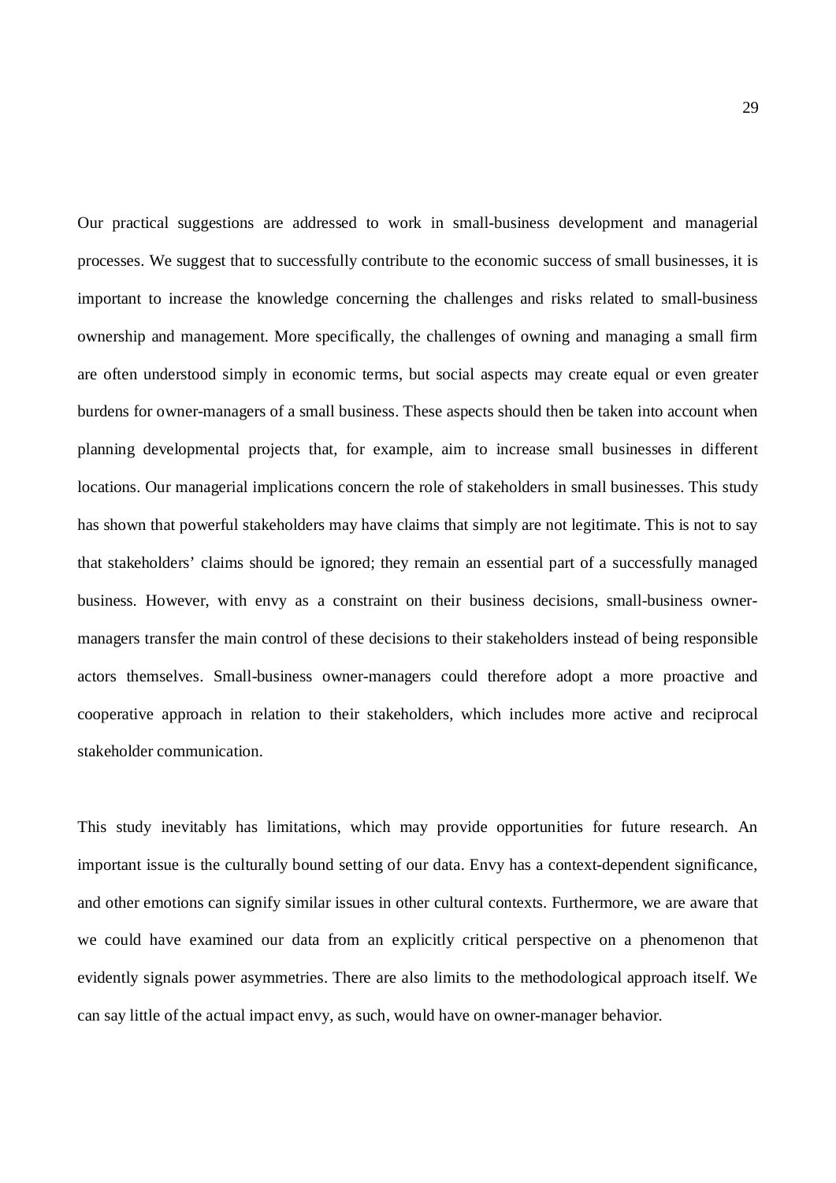Our practical suggestions are addressed to work in small-business development and managerial processes. We suggest that to successfully contribute to the economic success of small businesses, it is important to increase the knowledge concerning the challenges and risks related to small-business ownership and management. More specifically, the challenges of owning and managing a small firm are often understood simply in economic terms, but social aspects may create equal or even greater burdens for owner-managers of a small business. These aspects should then be taken into account when planning developmental projects that, for example, aim to increase small businesses in different locations. Our managerial implications concern the role of stakeholders in small businesses. This study has shown that powerful stakeholders may have claims that simply are not legitimate. This is not to say that stakeholders' claims should be ignored; they remain an essential part of a successfully managed business. However, with envy as a constraint on their business decisions, small-business owner-managers transfer the main control of these decisions to their stakeholders instead of being responsible actors themselves. Small-business owner-managers could therefore adopt a more proactive and cooperative approach in relation to their stakeholders, which includes more active and reciprocal stakeholder communication.

This study inevitably has limitations, which may provide opportunities for future research. An important issue is the culturally bound setting of our data. Envy has a context-dependent significance, and other emotions can signify similar issues in other cultural contexts. Furthermore, we are aware that we could have examined our data from an explicitly critical perspective on a phenomenon that evidently signals power asymmetries. There are also limits to the methodological approach itself. We can say little of the actual impact envy, as such, would have on owner-manager behavior.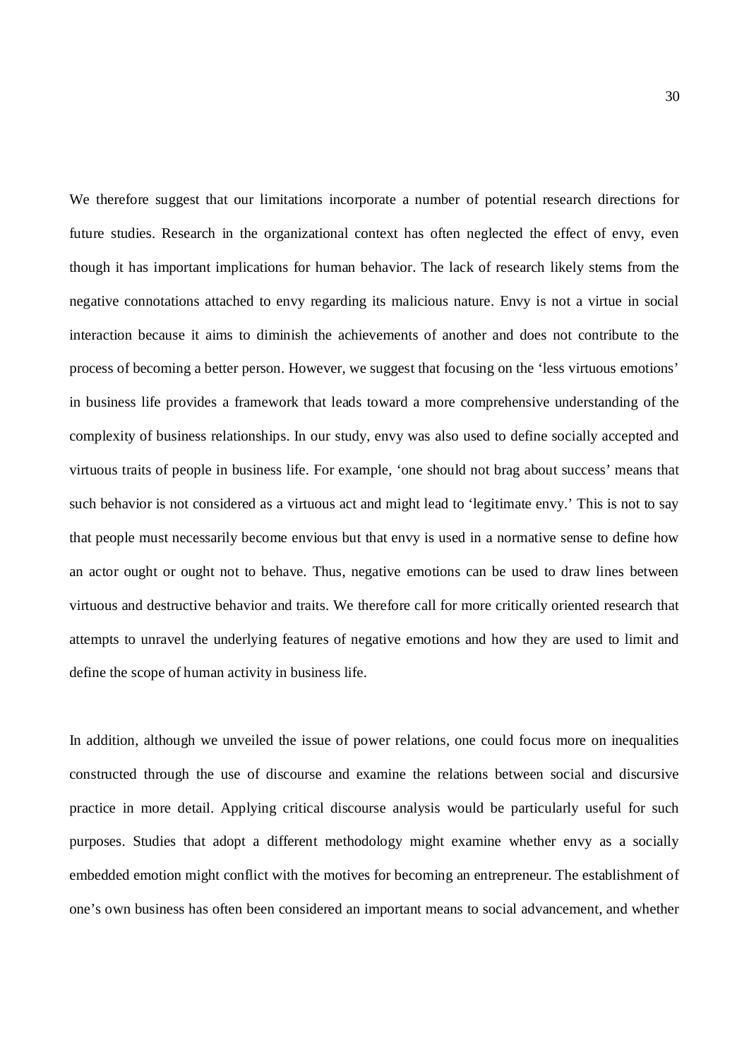We therefore suggest that our limitations incorporate a number of potential research directions for future studies. Research in the organizational context has often neglected the effect of envy, even though it has important implications for human behavior. The lack of research likely stems from the negative connotations attached to envy regarding its malicious nature. Envy is not a virtue in social interaction because it aims to diminish the achievements of another and does not contribute to the process of becoming a better person. However, we suggest that focusing on the 'less virtuous emotions' in business life provides a framework that leads toward a more comprehensive understanding of the complexity of business relationships. In our study, envy was also used to define socially accepted and virtuous traits of people in business life. For example, 'one should not brag about success' means that such behavior is not considered as a virtuous act and might lead to 'legitimate envy.' This is not to say that people must necessarily become envious but that envy is used in a normative sense to define how an actor ought or ought not to behave. Thus, negative emotions can be used to draw lines between virtuous and destructive behavior and traits. We therefore call for more critically oriented research that attempts to unravel the underlying features of negative emotions and how they are used to limit and define the scope of human activity in business life.

In addition, although we unveiled the issue of power relations, one could focus more on inequalities constructed through the use of discourse and examine the relations between social and discursive practice in more detail. Applying critical discourse analysis would be particularly useful for such purposes. Studies that adopt a different methodology might examine whether envy as a socially embedded emotion might conflict with the motives for becoming an entrepreneur. The establishment of one's own business has often been considered an important means to social advancement, and whether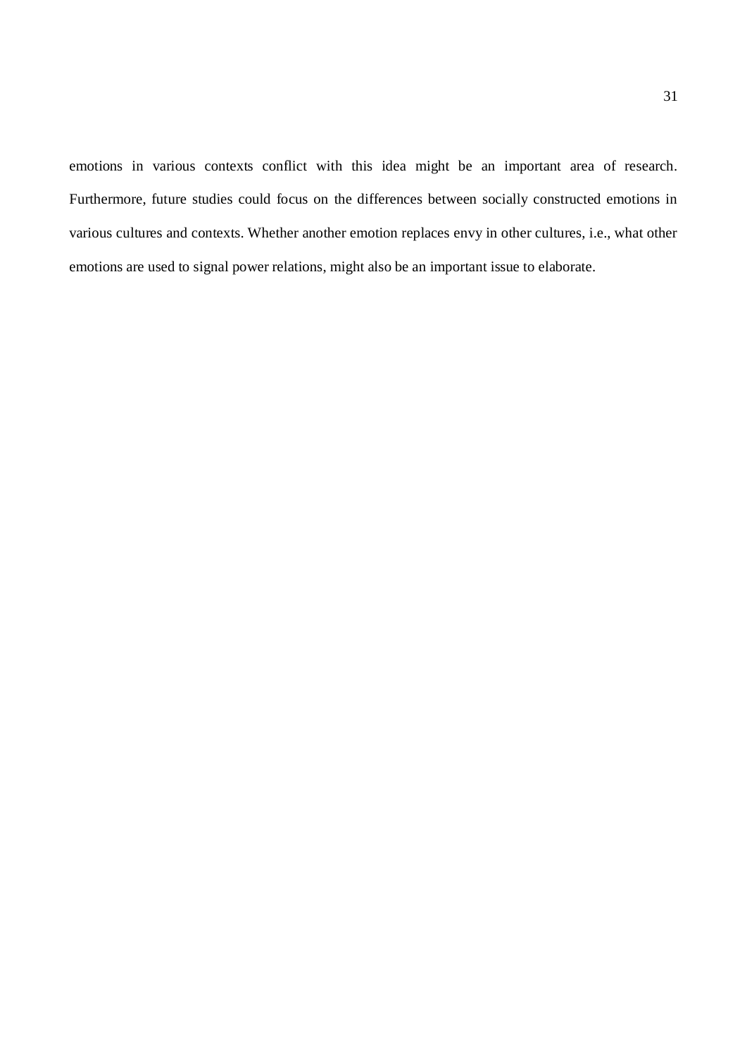emotions in various contexts conflict with this idea might be an important area of research. Furthermore, future studies could focus on the differences between socially constructed emotions in various cultures and contexts. Whether another emotion replaces envy in other cultures, i.e., what other emotions are used to signal power relations, might also be an important issue to elaborate.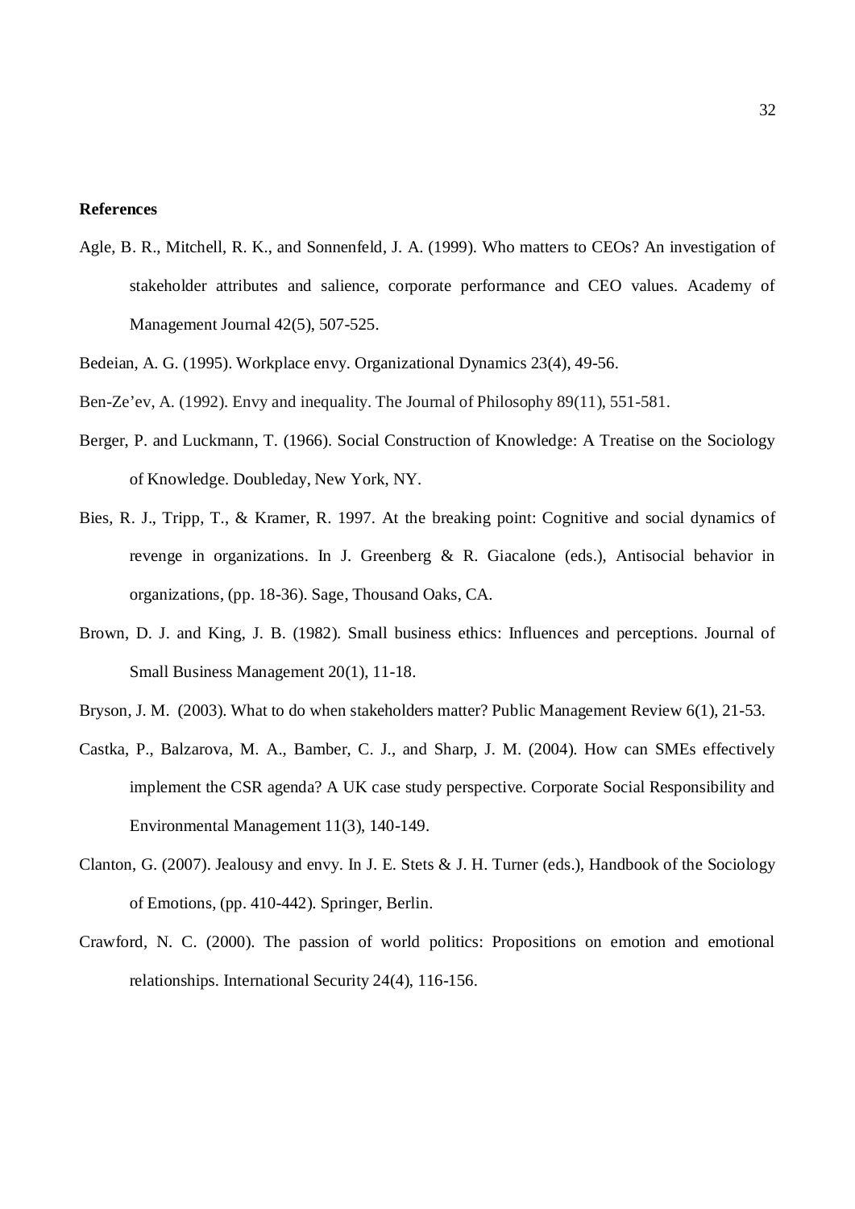**References**

Agle, B. R., Mitchell, R. K., and Sonnenfeld, J. A. (1999). Who matters to CEOs? An investigation of stakeholder attributes and salience, corporate performance and CEO values. Academy of Management Journal 42(5), 507-525.

Bedeian, A. G. (1995). Workplace envy. Organizational Dynamics 23(4), 49-56.

Ben-Ze'ev, A. (1992). Envy and inequality. The Journal of Philosophy 89(11), 551-581.

Berger, P. and Luckmann, T. (1966). Social Construction of Knowledge: A Treatise on the Sociology of Knowledge. Doubleday, New York, NY.

Bies, R. J., Tripp, T., & Kramer, R. 1997. At the breaking point: Cognitive and social dynamics of revenge in organizations. In J. Greenberg & R. Giacalone (eds.), Antisocial behavior in organizations, (pp. 18-36). Sage, Thousand Oaks, CA.

Brown, D. J. and King, J. B. (1982). Small business ethics: Influences and perceptions. Journal of Small Business Management 20(1), 11-18.

Bryson, J. M. (2003). What to do when stakeholders matter? Public Management Review 6(1), 21-53.

Castka, P., Balzarova, M. A., Bamber, C. J., and Sharp, J. M. (2004). How can SMEs effectively implement the CSR agenda? A UK case study perspective. Corporate Social Responsibility and Environmental Management 11(3), 140-149.

Clanton, G. (2007). Jealousy and envy. In J. E. Stets & J. H. Turner (eds.), Handbook of the Sociology of Emotions, (pp. 410-442). Springer, Berlin.

Crawford, N. C. (2000). The passion of world politics: Propositions on emotion and emotional relationships. International Security 24(4), 116-156.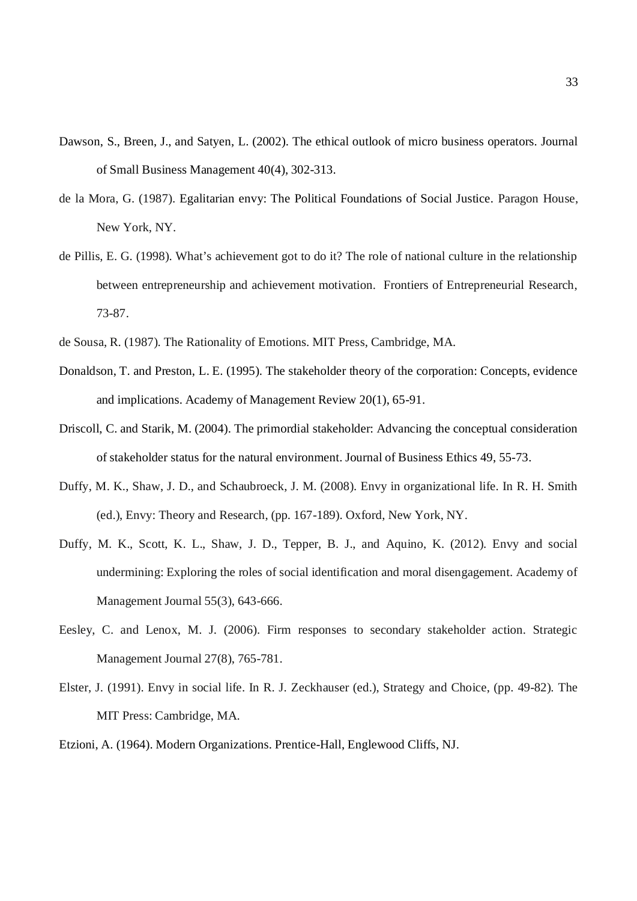Dawson, S., Breen, J., and Satyen, L. (2002). The ethical outlook of micro business operators. Journal of Small Business Management 40(4), 302-313.

de la Mora, G. (1987). Egalitarian envy: The Political Foundations of Social Justice. Paragon House, New York, NY.

de Pillis, E. G. (1998). What's achievement got to do it? The role of national culture in the relationship between entrepreneurship and achievement motivation. Frontiers of Entrepreneurial Research, 73-87.

de Sousa, R. (1987). The Rationality of Emotions. MIT Press, Cambridge, MA.

Donaldson, T. and Preston, L. E. (1995). The stakeholder theory of the corporation: Concepts, evidence and implications. Academy of Management Review 20(1), 65-91.

Driscoll, C. and Starik, M. (2004). The primordial stakeholder: Advancing the conceptual consideration of stakeholder status for the natural environment. Journal of Business Ethics 49, 55-73.

Duffy, M. K., Shaw, J. D., and Schaubroeck, J. M. (2008). Envy in organizational life. In R. H. Smith (ed.), Envy: Theory and Research, (pp. 167-189). Oxford, New York, NY.

Duffy, M. K., Scott, K. L., Shaw, J. D., Tepper, B. J., and Aquino, K. (2012). Envy and social undermining: Exploring the roles of social identification and moral disengagement. Academy of Management Journal 55(3), 643-666.

Eesley, C. and Lenox, M. J. (2006). Firm responses to secondary stakeholder action. Strategic Management Journal 27(8), 765-781.

Elster, J. (1991). Envy in social life. In R. J. Zeckhauser (ed.), Strategy and Choice, (pp. 49-82). The MIT Press: Cambridge, MA.

Etzioni, A. (1964). Modern Organizations. Prentice-Hall, Englewood Cliffs, NJ.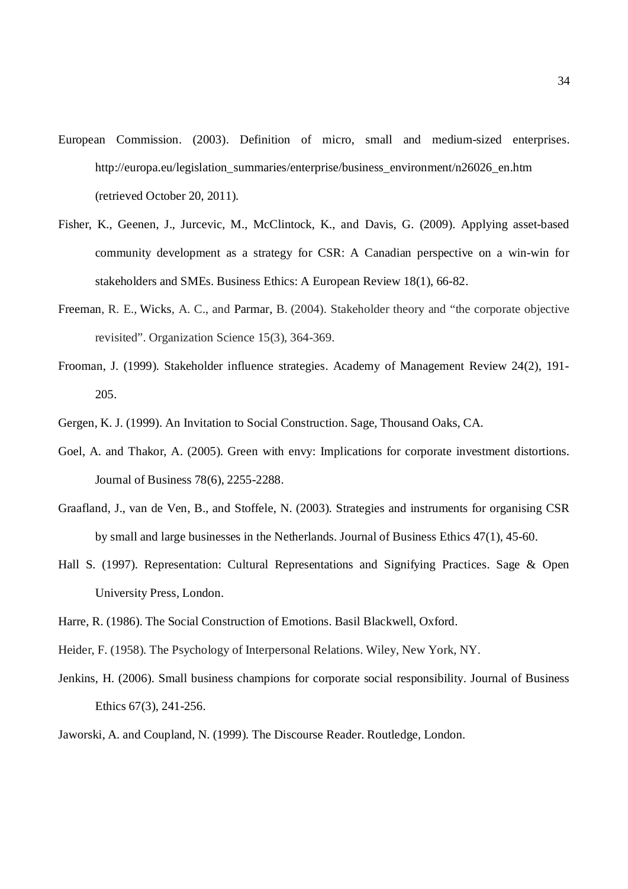European Commission. (2003). Definition of micro, small and medium-sized enterprises. http://europa.eu/legislation_summaries/enterprise/business_environment/n26026_en.htm (retrieved October 20, 2011).

Fisher, K., Geenen, J., Jurcevic, M., McClintock, K., and Davis, G. (2009). Applying asset-based community development as a strategy for CSR: A Canadian perspective on a win-win for stakeholders and SMEs. Business Ethics: A European Review 18(1), 66-82.

Freeman, R. E., Wicks, A. C., and Parmar, B. (2004). Stakeholder theory and "the corporate objective revisited". Organization Science 15(3), 364-369.

Frooman, J. (1999). Stakeholder influence strategies. Academy of Management Review 24(2), 191-205.

Gergen, K. J. (1999). An Invitation to Social Construction. Sage, Thousand Oaks, CA.

Goel, A. and Thakor, A. (2005). Green with envy: Implications for corporate investment distortions. Journal of Business 78(6), 2255-2288.

Graafland, J., van de Ven, B., and Stoffele, N. (2003). Strategies and instruments for organising CSR by small and large businesses in the Netherlands. Journal of Business Ethics 47(1), 45-60.

Hall S. (1997). Representation: Cultural Representations and Signifying Practices. Sage & Open University Press, London.

Harre, R. (1986). The Social Construction of Emotions. Basil Blackwell, Oxford.

Heider, F. (1958). The Psychology of Interpersonal Relations. Wiley, New York, NY.

Jenkins, H. (2006). Small business champions for corporate social responsibility. Journal of Business Ethics 67(3), 241-256.

Jaworski, A. and Coupland, N. (1999). The Discourse Reader. Routledge, London.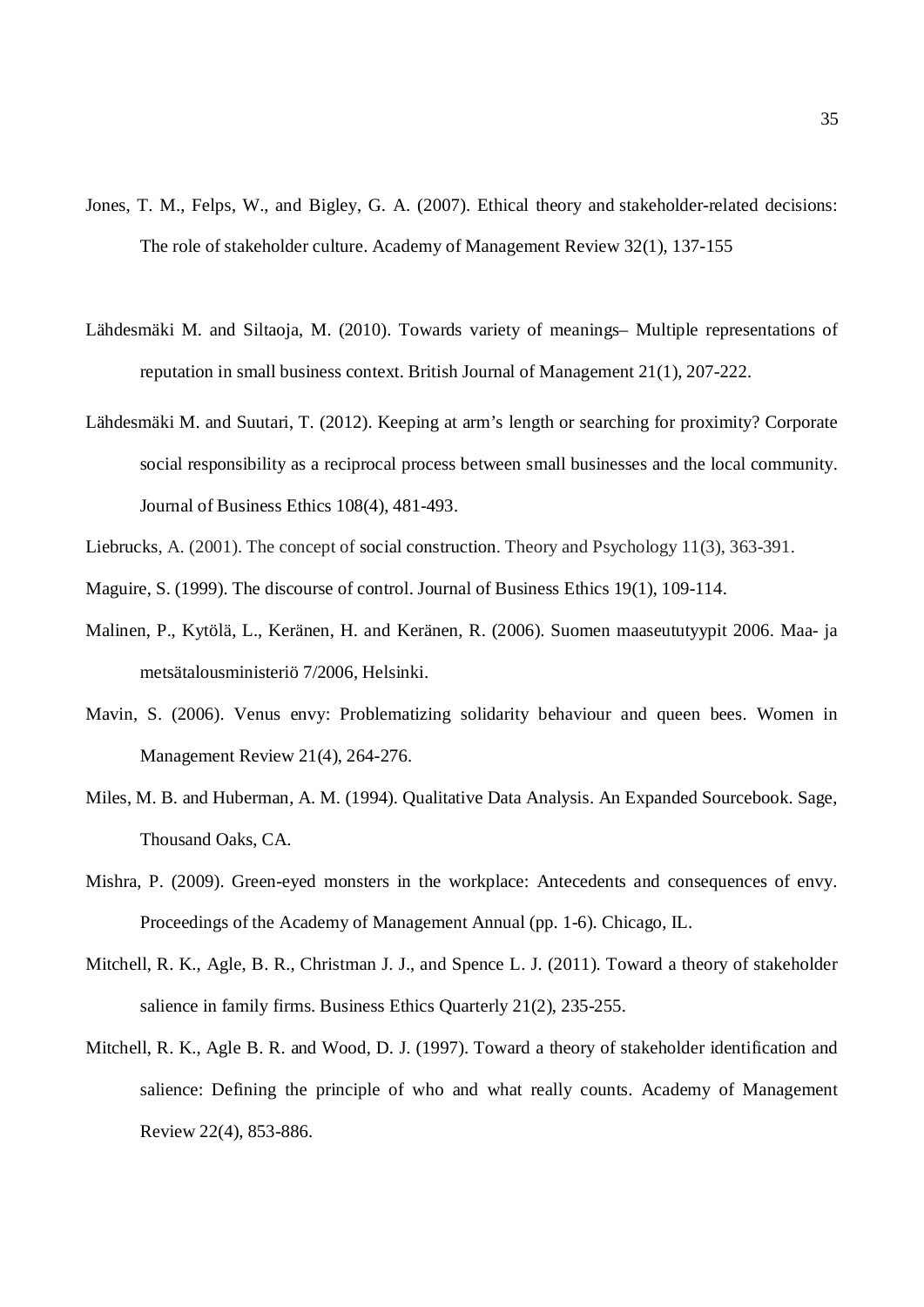Jones, T. M., Felps, W., and Bigley, G. A. (2007). Ethical theory and stakeholder-related decisions: The role of stakeholder culture. Academy of Management Review 32(1), 137-155

Lähdesmäki M. and Siltaoja, M. (2010). Towards variety of meanings– Multiple representations of reputation in small business context. British Journal of Management 21(1), 207-222.

Lähdesmäki M. and Suutari, T. (2012). Keeping at arm's length or searching for proximity? Corporate social responsibility as a reciprocal process between small businesses and the local community. Journal of Business Ethics 108(4), 481-493.

Liebrucks, A. (2001). The concept of social construction. Theory and Psychology 11(3), 363-391.

Maguire, S. (1999). The discourse of control. Journal of Business Ethics 19(1), 109-114.

Malinen, P., Kytölä, L., Keränen, H. and Keränen, R. (2006). Suomen maaseututyypit 2006. Maa- ja metsätalousministeriö 7/2006, Helsinki.

Mavin, S. (2006). Venus envy: Problematizing solidarity behaviour and queen bees. Women in Management Review 21(4), 264-276.

Miles, M. B. and Huberman, A. M. (1994). Qualitative Data Analysis. An Expanded Sourcebook. Sage, Thousand Oaks, CA.

Mishra, P. (2009). Green-eyed monsters in the workplace: Antecedents and consequences of envy. Proceedings of the Academy of Management Annual (pp. 1-6). Chicago, IL.

Mitchell, R. K., Agle, B. R., Christman J. J., and Spence L. J. (2011). Toward a theory of stakeholder salience in family firms. Business Ethics Quarterly 21(2), 235-255.

Mitchell, R. K., Agle B. R. and Wood, D. J. (1997). Toward a theory of stakeholder identification and salience: Defining the principle of who and what really counts. Academy of Management Review 22(4), 853-886.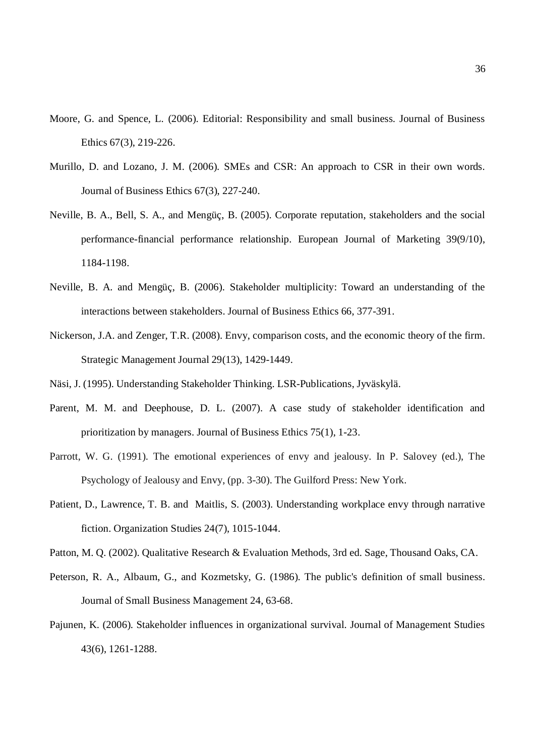Moore, G. and Spence, L. (2006). Editorial: Responsibility and small business. Journal of Business Ethics 67(3), 219-226.

Murillo, D. and Lozano, J. M. (2006). SMEs and CSR: An approach to CSR in their own words. Journal of Business Ethics 67(3), 227-240.

Neville, B. A., Bell, S. A., and Mengüç, B. (2005). Corporate reputation, stakeholders and the social performance-financial performance relationship. European Journal of Marketing 39(9/10), 1184-1198.

Neville, B. A. and Mengüç, B. (2006). Stakeholder multiplicity: Toward an understanding of the interactions between stakeholders. Journal of Business Ethics 66, 377-391.

Nickerson, J.A. and Zenger, T.R. (2008). Envy, comparison costs, and the economic theory of the firm. Strategic Management Journal 29(13), 1429-1449.

Näsi, J. (1995). Understanding Stakeholder Thinking. LSR-Publications, Jyväskylä.

Parent, M. M. and Deephouse, D. L. (2007). A case study of stakeholder identification and prioritization by managers. Journal of Business Ethics 75(1), 1-23.

Parrott, W. G. (1991). The emotional experiences of envy and jealousy. In P. Salovey (ed.), The Psychology of Jealousy and Envy, (pp. 3-30). The Guilford Press: New York.

Patient, D., Lawrence, T. B. and Maitlis, S. (2003). Understanding workplace envy through narrative fiction. Organization Studies 24(7), 1015-1044.

Patton, M. Q. (2002). Qualitative Research & Evaluation Methods, 3rd ed. Sage, Thousand Oaks, CA.

Peterson, R. A., Albaum, G., and Kozmetsky, G. (1986). The public's definition of small business. Journal of Small Business Management 24, 63-68.

Pajunen, K. (2006). Stakeholder influences in organizational survival. Journal of Management Studies 43(6), 1261-1288.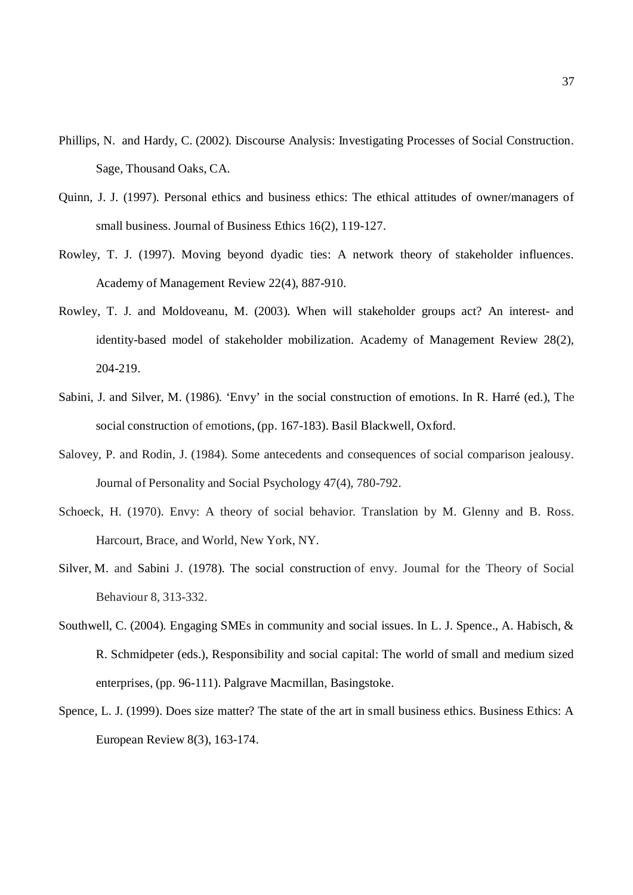Phillips, N. and Hardy, C. (2002). Discourse Analysis: Investigating Processes of Social Construction. Sage, Thousand Oaks, CA.

Quinn, J. J. (1997). Personal ethics and business ethics: The ethical attitudes of owner/managers of small business. Journal of Business Ethics 16(2), 119-127.

Rowley, T. J. (1997). Moving beyond dyadic ties: A network theory of stakeholder influences. Academy of Management Review 22(4), 887-910.

Rowley, T. J. and Moldoveanu, M. (2003). When will stakeholder groups act? An interest- and identity-based model of stakeholder mobilization. Academy of Management Review 28(2), 204-219.

Sabini, J. and Silver, M. (1986). 'Envy' in the social construction of emotions. In R. Harré (ed.), The social construction of emotions, (pp. 167-183). Basil Blackwell, Oxford.

Salovey, P. and Rodin, J. (1984). Some antecedents and consequences of social comparison jealousy. Journal of Personality and Social Psychology 47(4), 780-792.

Schoeck, H. (1970). Envy: A theory of social behavior. Translation by M. Glenny and B. Ross. Harcourt, Brace, and World, New York, NY.

Silver, M. and Sabini J. (1978). The social construction of envy. Journal for the Theory of Social Behaviour 8, 313-332.

Southwell, C. (2004). Engaging SMEs in community and social issues. In L. J. Spence., A. Habisch, & R. Schmidpeter (eds.), Responsibility and social capital: The world of small and medium sized enterprises, (pp. 96-111). Palgrave Macmillan, Basingstoke.

Spence, L. J. (1999). Does size matter? The state of the art in small business ethics. Business Ethics: A European Review 8(3), 163-174.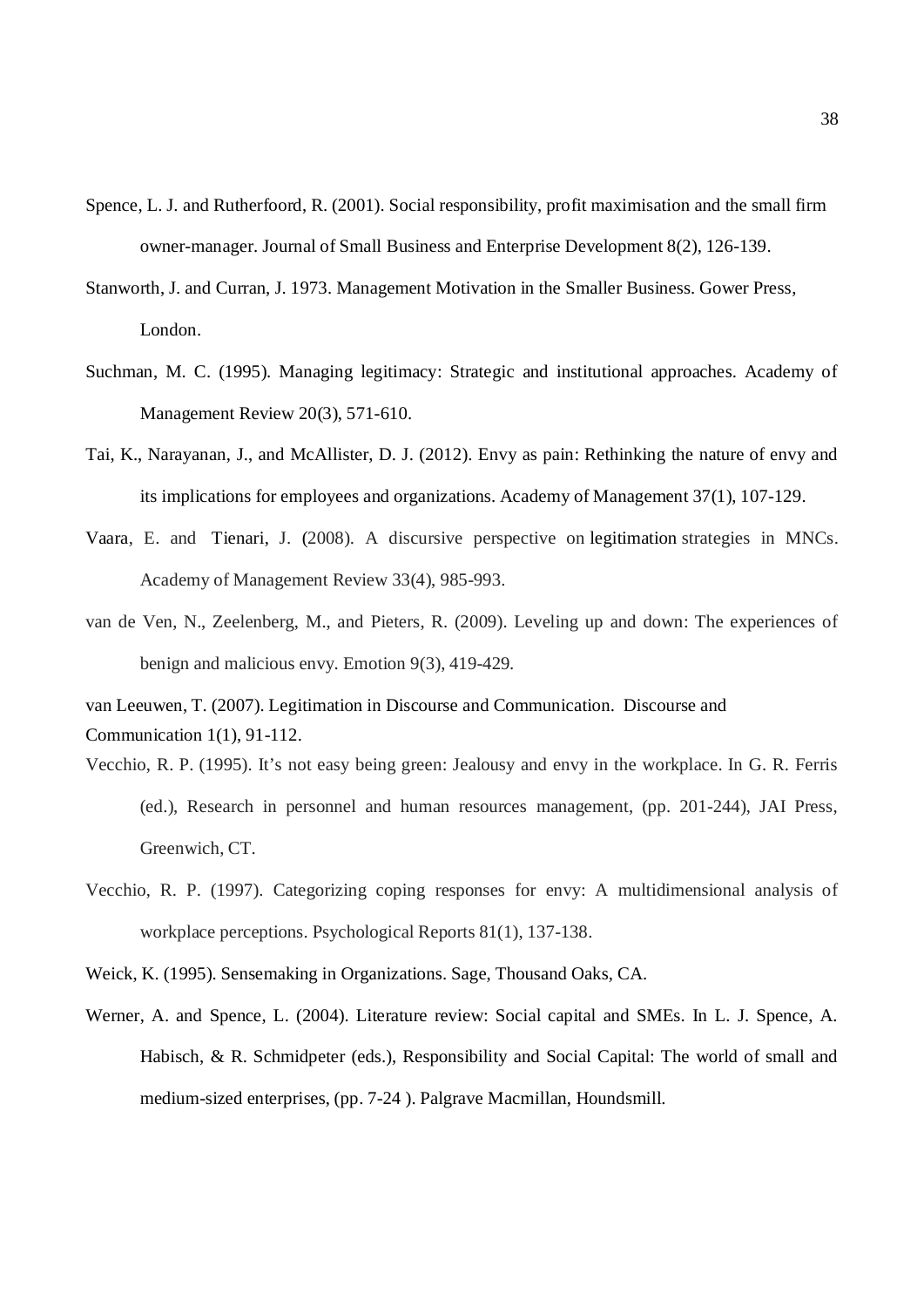Spence, L. J. and Rutherfoord, R. (2001). Social responsibility, profit maximisation and the small firm owner-manager. Journal of Small Business and Enterprise Development 8(2), 126-139.

Stanworth, J. and Curran, J. 1973. Management Motivation in the Smaller Business. Gower Press, London.

Suchman, M. C. (1995). Managing legitimacy: Strategic and institutional approaches. Academy of Management Review 20(3), 571-610.

Tai, K., Narayanan, J., and McAllister, D. J. (2012). Envy as pain: Rethinking the nature of envy and its implications for employees and organizations. Academy of Management 37(1), 107-129.

Vaara, E. and Tienari, J. (2008). A discursive perspective on legitimation strategies in MNCs. Academy of Management Review 33(4), 985-993.

van de Ven, N., Zeelenberg, M., and Pieters, R. (2009). Leveling up and down: The experiences of benign and malicious envy. Emotion 9(3), 419-429.

van Leeuwen, T. (2007). Legitimation in Discourse and Communication. Discourse and Communication 1(1), 91-112.

Vecchio, R. P. (1995). It's not easy being green: Jealousy and envy in the workplace. In G. R. Ferris (ed.), Research in personnel and human resources management, (pp. 201-244), JAI Press, Greenwich, CT.

Vecchio, R. P. (1997). Categorizing coping responses for envy: A multidimensional analysis of workplace perceptions. Psychological Reports 81(1), 137-138.

Weick, K. (1995). Sensemaking in Organizations. Sage, Thousand Oaks, CA.

Werner, A. and Spence, L. (2004). Literature review: Social capital and SMEs. In L. J. Spence, A. Habisch, & R. Schmidpeter (eds.), Responsibility and Social Capital: The world of small and medium-sized enterprises, (pp. 7-24 ). Palgrave Macmillan, Houndsmill.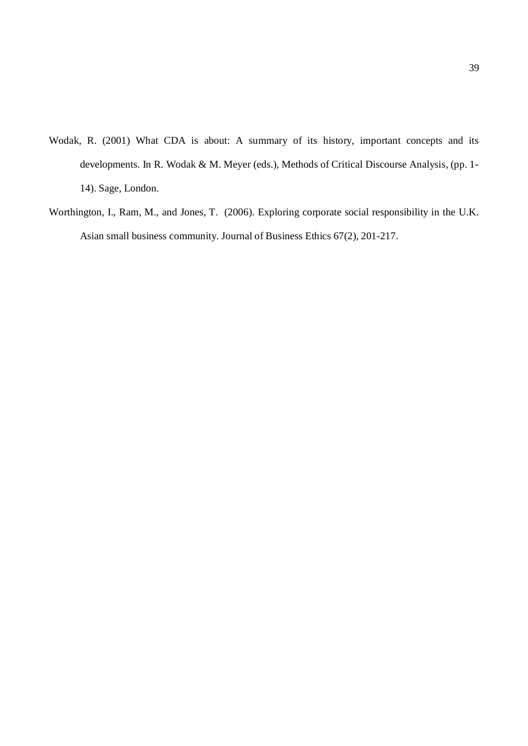Wodak, R. (2001) What CDA is about: A summary of its history, important concepts and its developments. In R. Wodak & M. Meyer (eds.), Methods of Critical Discourse Analysis, (pp. 1-14). Sage, London.

Worthington, I., Ram, M., and Jones, T. (2006). Exploring corporate social responsibility in the U.K. Asian small business community. Journal of Business Ethics 67(2), 201-217.